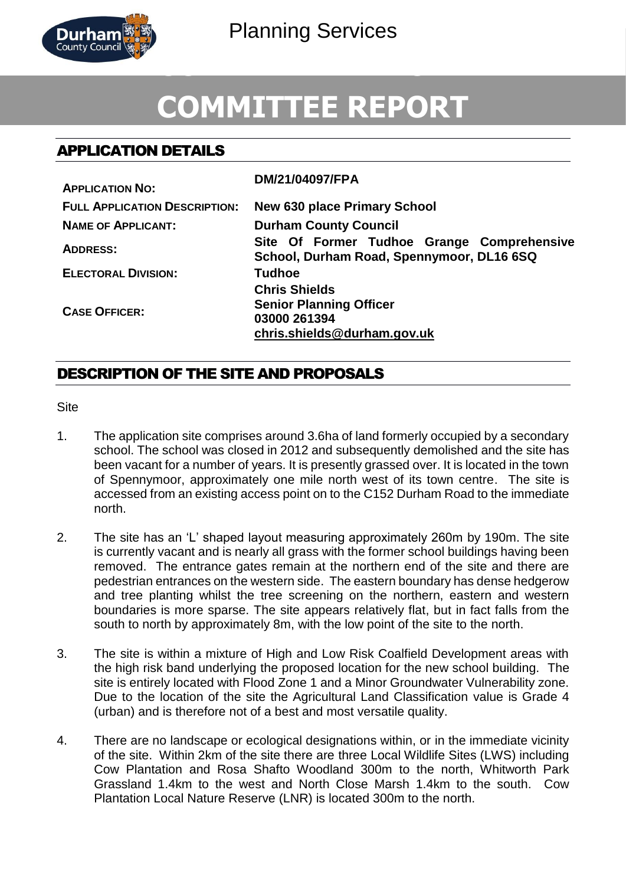Planning Services

# COMMITTEE REPORT

## APPLICATION DETAILS

| | |
|---|---|
| **APPLICATION NO:** | **DM/21/04097/FPA** |
| **FULL APPLICATION DESCRIPTION:** | **New 630 place Primary School** |
| **NAME OF APPLICANT:** | **Durham County Council** |
| **ADDRESS:** | **Site Of Former Tudhoe Grange Comprehensive School, Durham Road, Spennymoor, DL16 6SQ** |
| **ELECTORAL DIVISION:** | **Tudhoe** |
| **CASE OFFICER:** | **Chris Shields**<br>**Senior Planning Officer**<br>**03000 261394**<br>**chris.shields@durham.gov.uk** |

## DESCRIPTION OF THE SITE AND PROPOSALS

Site

1. The application site comprises around 3.6ha of land formerly occupied by a secondary school. The school was closed in 2012 and subsequently demolished and the site has been vacant for a number of years. It is presently grassed over. It is located in the town of Spennymoor, approximately one mile north west of its town centre. The site is accessed from an existing access point on to the C152 Durham Road to the immediate north.

2. The site has an 'L' shaped layout measuring approximately 260m by 190m. The site is currently vacant and is nearly all grass with the former school buildings having been removed. The entrance gates remain at the northern end of the site and there are pedestrian entrances on the western side. The eastern boundary has dense hedgerow and tree planting whilst the tree screening on the northern, eastern and western boundaries is more sparse. The site appears relatively flat, but in fact falls from the south to north by approximately 8m, with the low point of the site to the north.

3. The site is within a mixture of High and Low Risk Coalfield Development areas with the high risk band underlying the proposed location for the new school building. The site is entirely located with Flood Zone 1 and a Minor Groundwater Vulnerability zone. Due to the location of the site the Agricultural Land Classification value is Grade 4 (urban) and is therefore not of a best and most versatile quality.

4. There are no landscape or ecological designations within, or in the immediate vicinity of the site. Within 2km of the site there are three Local Wildlife Sites (LWS) including Cow Plantation and Rosa Shafto Woodland 300m to the north, Whitworth Park Grassland 1.4km to the west and North Close Marsh 1.4km to the south. Cow Plantation Local Nature Reserve (LNR) is located 300m to the north.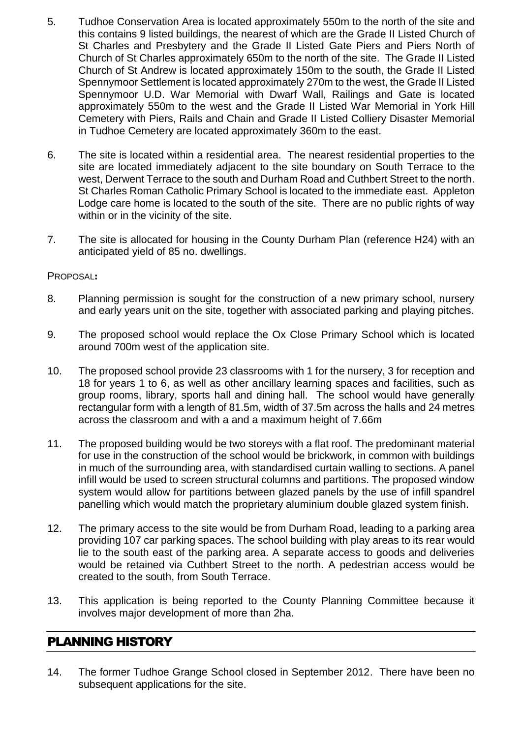5. Tudhoe Conservation Area is located approximately 550m to the north of the site and this contains 9 listed buildings, the nearest of which are the Grade II Listed Church of St Charles and Presbytery and the Grade II Listed Gate Piers and Piers North of Church of St Charles approximately 650m to the north of the site. The Grade II Listed Church of St Andrew is located approximately 150m to the south, the Grade II Listed Spennymoor Settlement is located approximately 270m to the west, the Grade II Listed Spennymoor U.D. War Memorial with Dwarf Wall, Railings and Gate is located approximately 550m to the west and the Grade II Listed War Memorial in York Hill Cemetery with Piers, Rails and Chain and Grade II Listed Colliery Disaster Memorial in Tudhoe Cemetery are located approximately 360m to the east.

6. The site is located within a residential area. The nearest residential properties to the site are located immediately adjacent to the site boundary on South Terrace to the west, Derwent Terrace to the south and Durham Road and Cuthbert Street to the north. St Charles Roman Catholic Primary School is located to the immediate east. Appleton Lodge care home is located to the south of the site. There are no public rights of way within or in the vicinity of the site.

7. The site is allocated for housing in the County Durham Plan (reference H24) with an anticipated yield of 85 no. dwellings.

PROPOSAL:

8. Planning permission is sought for the construction of a new primary school, nursery and early years unit on the site, together with associated parking and playing pitches.

9. The proposed school would replace the Ox Close Primary School which is located around 700m west of the application site.

10. The proposed school provide 23 classrooms with 1 for the nursery, 3 for reception and 18 for years 1 to 6, as well as other ancillary learning spaces and facilities, such as group rooms, library, sports hall and dining hall. The school would have generally rectangular form with a length of 81.5m, width of 37.5m across the halls and 24 metres across the classroom and with a and a maximum height of 7.66m

11. The proposed building would be two storeys with a flat roof. The predominant material for use in the construction of the school would be brickwork, in common with buildings in much of the surrounding area, with standardised curtain walling to sections. A panel infill would be used to screen structural columns and partitions. The proposed window system would allow for partitions between glazed panels by the use of infill spandrel panelling which would match the proprietary aluminium double glazed system finish.

12. The primary access to the site would be from Durham Road, leading to a parking area providing 107 car parking spaces. The school building with play areas to its rear would lie to the south east of the parking area. A separate access to goods and deliveries would be retained via Cuthbert Street to the north. A pedestrian access would be created to the south, from South Terrace.

13. This application is being reported to the County Planning Committee because it involves major development of more than 2ha.

## PLANNING HISTORY

14. The former Tudhoe Grange School closed in September 2012. There have been no subsequent applications for the site.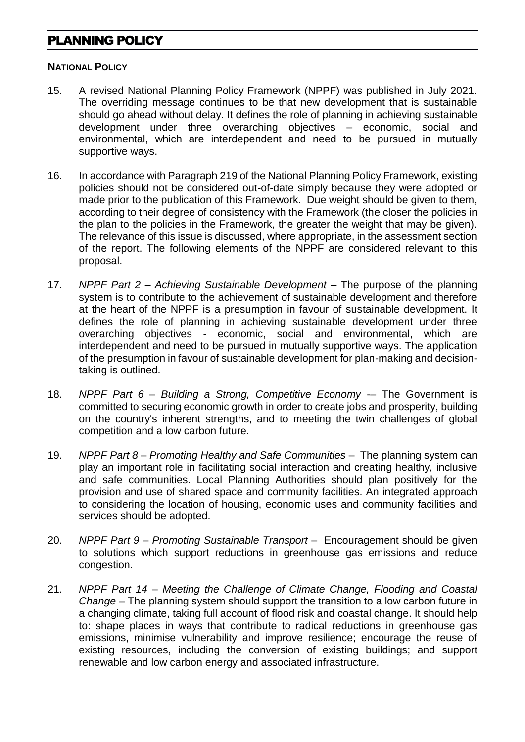## PLANNING POLICY

**NATIONAL POLICY**

15. A revised National Planning Policy Framework (NPPF) was published in July 2021. The overriding message continues to be that new development that is sustainable should go ahead without delay. It defines the role of planning in achieving sustainable development under three overarching objectives – economic, social and environmental, which are interdependent and need to be pursued in mutually supportive ways.

16. In accordance with Paragraph 219 of the National Planning Policy Framework, existing policies should not be considered out-of-date simply because they were adopted or made prior to the publication of this Framework. Due weight should be given to them, according to their degree of consistency with the Framework (the closer the policies in the plan to the policies in the Framework, the greater the weight that may be given). The relevance of this issue is discussed, where appropriate, in the assessment section of the report. The following elements of the NPPF are considered relevant to this proposal.

17. *NPPF Part 2 – Achieving Sustainable Development* – The purpose of the planning system is to contribute to the achievement of sustainable development and therefore at the heart of the NPPF is a presumption in favour of sustainable development. It defines the role of planning in achieving sustainable development under three overarching objectives - economic, social and environmental, which are interdependent and need to be pursued in mutually supportive ways. The application of the presumption in favour of sustainable development for plan-making and decision-taking is outlined.

18. *NPPF Part 6 – Building a Strong, Competitive Economy* -– The Government is committed to securing economic growth in order to create jobs and prosperity, building on the country's inherent strengths, and to meeting the twin challenges of global competition and a low carbon future.

19. *NPPF Part 8 – Promoting Healthy and Safe Communities* – The planning system can play an important role in facilitating social interaction and creating healthy, inclusive and safe communities. Local Planning Authorities should plan positively for the provision and use of shared space and community facilities. An integrated approach to considering the location of housing, economic uses and community facilities and services should be adopted.

20. *NPPF Part 9 – Promoting Sustainable Transport* – Encouragement should be given to solutions which support reductions in greenhouse gas emissions and reduce congestion.

21. *NPPF Part 14 – Meeting the Challenge of Climate Change, Flooding and Coastal Change* – The planning system should support the transition to a low carbon future in a changing climate, taking full account of flood risk and coastal change. It should help to: shape places in ways that contribute to radical reductions in greenhouse gas emissions, minimise vulnerability and improve resilience; encourage the reuse of existing resources, including the conversion of existing buildings; and support renewable and low carbon energy and associated infrastructure.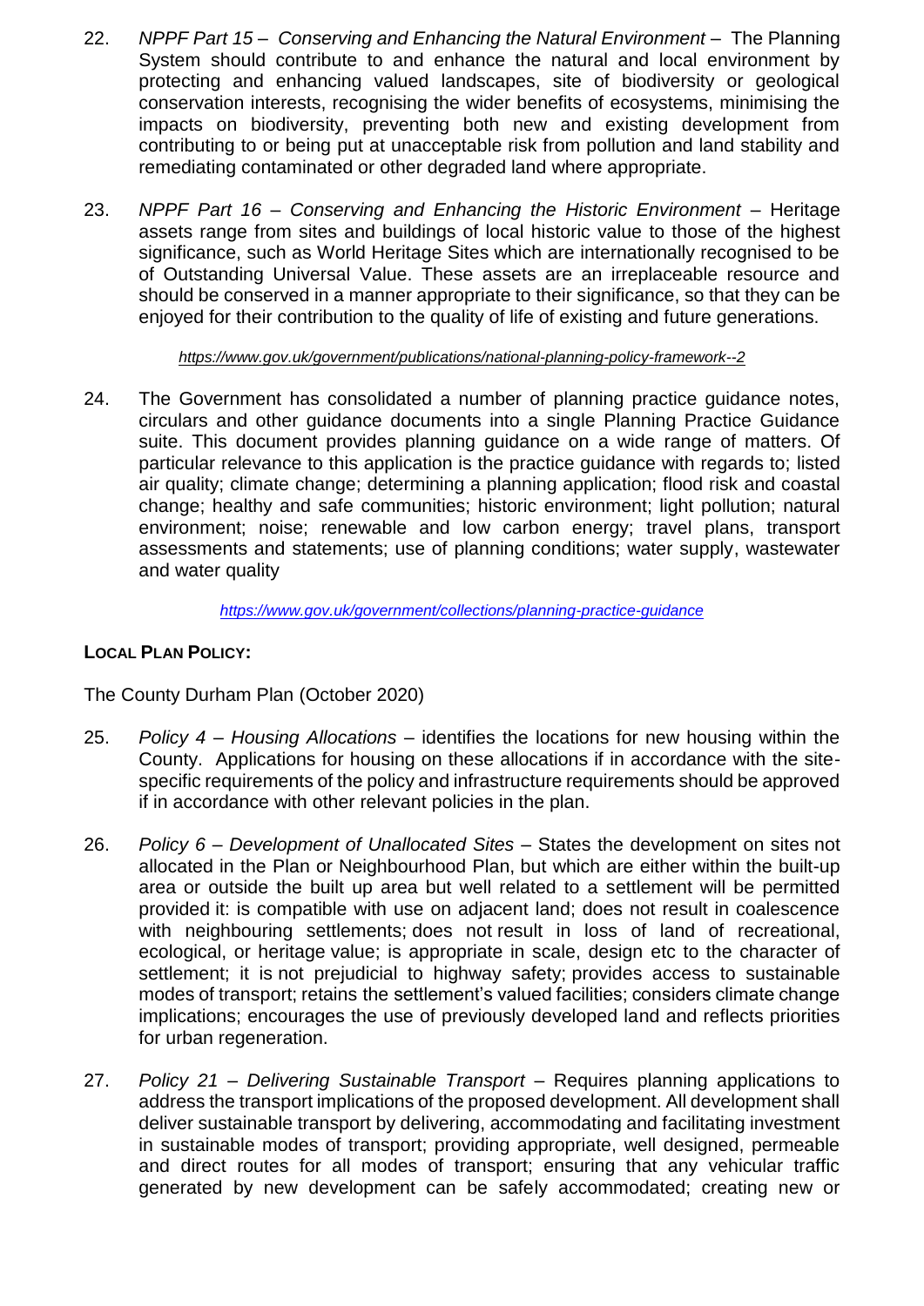22. *NPPF Part 15 – Conserving and Enhancing the Natural Environment* – The Planning System should contribute to and enhance the natural and local environment by protecting and enhancing valued landscapes, site of biodiversity or geological conservation interests, recognising the wider benefits of ecosystems, minimising the impacts on biodiversity, preventing both new and existing development from contributing to or being put at unacceptable risk from pollution and land stability and remediating contaminated or other degraded land where appropriate.

23. *NPPF Part 16 – Conserving and Enhancing the Historic Environment* – Heritage assets range from sites and buildings of local historic value to those of the highest significance, such as World Heritage Sites which are internationally recognised to be of Outstanding Universal Value. These assets are an irreplaceable resource and should be conserved in a manner appropriate to their significance, so that they can be enjoyed for their contribution to the quality of life of existing and future generations.

*https://www.gov.uk/government/publications/national-planning-policy-framework--2*

24. The Government has consolidated a number of planning practice guidance notes, circulars and other guidance documents into a single Planning Practice Guidance suite. This document provides planning guidance on a wide range of matters. Of particular relevance to this application is the practice guidance with regards to; listed air quality; climate change; determining a planning application; flood risk and coastal change; healthy and safe communities; historic environment; light pollution; natural environment; noise; renewable and low carbon energy; travel plans, transport assessments and statements; use of planning conditions; water supply, wastewater and water quality

*https://www.gov.uk/government/collections/planning-practice-guidance*

**LOCAL PLAN POLICY:**

The County Durham Plan (October 2020)

25. *Policy 4 – Housing Allocations* – identifies the locations for new housing within the County. Applications for housing on these allocations if in accordance with the site-specific requirements of the policy and infrastructure requirements should be approved if in accordance with other relevant policies in the plan.

26. *Policy 6 – Development of Unallocated Sites* – States the development on sites not allocated in the Plan or Neighbourhood Plan, but which are either within the built-up area or outside the built up area but well related to a settlement will be permitted provided it: is compatible with use on adjacent land; does not result in coalescence with neighbouring settlements; does not result in loss of land of recreational, ecological, or heritage value; is appropriate in scale, design etc to the character of settlement; it is not prejudicial to highway safety; provides access to sustainable modes of transport; retains the settlement's valued facilities; considers climate change implications; encourages the use of previously developed land and reflects priorities for urban regeneration.

27. *Policy 21 – Delivering Sustainable Transport* – Requires planning applications to address the transport implications of the proposed development. All development shall deliver sustainable transport by delivering, accommodating and facilitating investment in sustainable modes of transport; providing appropriate, well designed, permeable and direct routes for all modes of transport; ensuring that any vehicular traffic generated by new development can be safely accommodated; creating new or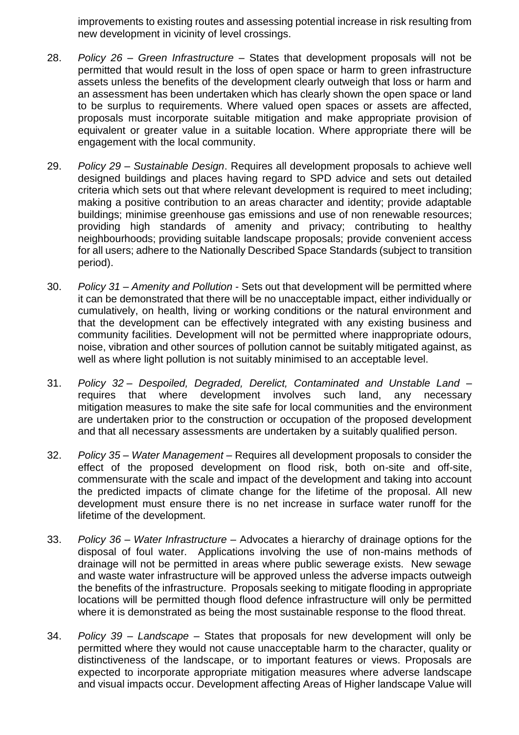improvements to existing routes and assessing potential increase in risk resulting from new development in vicinity of level crossings.

28. *Policy 26 – Green Infrastructure* – States that development proposals will not be permitted that would result in the loss of open space or harm to green infrastructure assets unless the benefits of the development clearly outweigh that loss or harm and an assessment has been undertaken which has clearly shown the open space or land to be surplus to requirements. Where valued open spaces or assets are affected, proposals must incorporate suitable mitigation and make appropriate provision of equivalent or greater value in a suitable location. Where appropriate there will be engagement with the local community.

29. *Policy 29 – Sustainable Design*. Requires all development proposals to achieve well designed buildings and places having regard to SPD advice and sets out detailed criteria which sets out that where relevant development is required to meet including; making a positive contribution to an areas character and identity; provide adaptable buildings; minimise greenhouse gas emissions and use of non renewable resources; providing high standards of amenity and privacy; contributing to healthy neighbourhoods; providing suitable landscape proposals; provide convenient access for all users; adhere to the Nationally Described Space Standards (subject to transition period).

30. *Policy 31 – Amenity and Pollution* - Sets out that development will be permitted where it can be demonstrated that there will be no unacceptable impact, either individually or cumulatively, on health, living or working conditions or the natural environment and that the development can be effectively integrated with any existing business and community facilities. Development will not be permitted where inappropriate odours, noise, vibration and other sources of pollution cannot be suitably mitigated against, as well as where light pollution is not suitably minimised to an acceptable level.

31. *Policy 32 – Despoiled, Degraded, Derelict, Contaminated and Unstable Land* – requires that where development involves such land, any necessary mitigation measures to make the site safe for local communities and the environment are undertaken prior to the construction or occupation of the proposed development and that all necessary assessments are undertaken by a suitably qualified person.

32. *Policy 35 – Water Management* – Requires all development proposals to consider the effect of the proposed development on flood risk, both on-site and off-site, commensurate with the scale and impact of the development and taking into account the predicted impacts of climate change for the lifetime of the proposal. All new development must ensure there is no net increase in surface water runoff for the lifetime of the development.

33. *Policy 36 – Water Infrastructure* – Advocates a hierarchy of drainage options for the disposal of foul water. Applications involving the use of non-mains methods of drainage will not be permitted in areas where public sewerage exists. New sewage and waste water infrastructure will be approved unless the adverse impacts outweigh the benefits of the infrastructure. Proposals seeking to mitigate flooding in appropriate locations will be permitted though flood defence infrastructure will only be permitted where it is demonstrated as being the most sustainable response to the flood threat.

34. *Policy 39 – Landscape* – States that proposals for new development will only be permitted where they would not cause unacceptable harm to the character, quality or distinctiveness of the landscape, or to important features or views. Proposals are expected to incorporate appropriate mitigation measures where adverse landscape and visual impacts occur. Development affecting Areas of Higher landscape Value will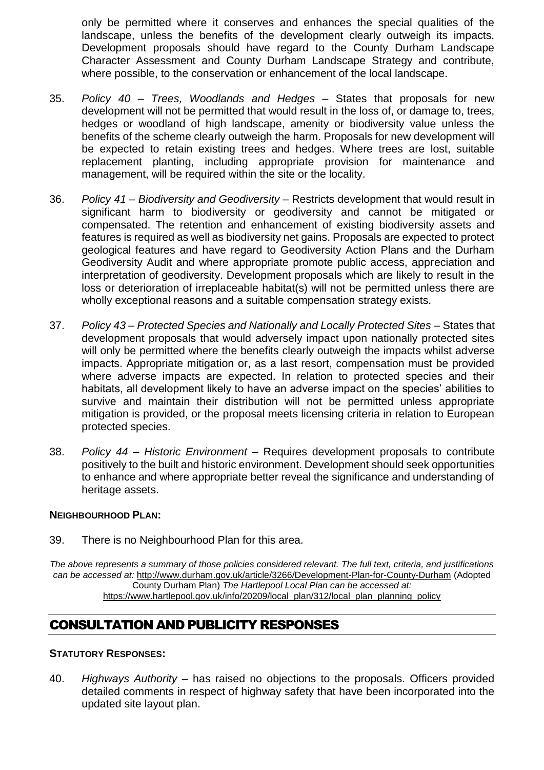only be permitted where it conserves and enhances the special qualities of the landscape, unless the benefits of the development clearly outweigh its impacts. Development proposals should have regard to the County Durham Landscape Character Assessment and County Durham Landscape Strategy and contribute, where possible, to the conservation or enhancement of the local landscape.

35. *Policy 40 – Trees, Woodlands and Hedges* – States that proposals for new development will not be permitted that would result in the loss of, or damage to, trees, hedges or woodland of high landscape, amenity or biodiversity value unless the benefits of the scheme clearly outweigh the harm. Proposals for new development will be expected to retain existing trees and hedges. Where trees are lost, suitable replacement planting, including appropriate provision for maintenance and management, will be required within the site or the locality.

36. *Policy 41 – Biodiversity and Geodiversity* – Restricts development that would result in significant harm to biodiversity or geodiversity and cannot be mitigated or compensated. The retention and enhancement of existing biodiversity assets and features is required as well as biodiversity net gains. Proposals are expected to protect geological features and have regard to Geodiversity Action Plans and the Durham Geodiversity Audit and where appropriate promote public access, appreciation and interpretation of geodiversity. Development proposals which are likely to result in the loss or deterioration of irreplaceable habitat(s) will not be permitted unless there are wholly exceptional reasons and a suitable compensation strategy exists.

37. *Policy 43 – Protected Species and Nationally and Locally Protected Sites* – States that development proposals that would adversely impact upon nationally protected sites will only be permitted where the benefits clearly outweigh the impacts whilst adverse impacts. Appropriate mitigation or, as a last resort, compensation must be provided where adverse impacts are expected. In relation to protected species and their habitats, all development likely to have an adverse impact on the species' abilities to survive and maintain their distribution will not be permitted unless appropriate mitigation is provided, or the proposal meets licensing criteria in relation to European protected species.

38. *Policy 44 – Historic Environment* – Requires development proposals to contribute positively to the built and historic environment. Development should seek opportunities to enhance and where appropriate better reveal the significance and understanding of heritage assets.

**NEIGHBOURHOOD PLAN:**

39. There is no Neighbourhood Plan for this area.

*The above represents a summary of those policies considered relevant. The full text, criteria, and justifications can be accessed at:* http://www.durham.gov.uk/article/3266/Development-Plan-for-County-Durham (Adopted County Durham Plan) *The Hartlepool Local Plan can be accessed at:* https://www.hartlepool.gov.uk/info/20209/local_plan/312/local_plan_planning_policy

## CONSULTATION AND PUBLICITY RESPONSES

**STATUTORY RESPONSES:**

40. *Highways Authority* – has raised no objections to the proposals. Officers provided detailed comments in respect of highway safety that have been incorporated into the updated site layout plan.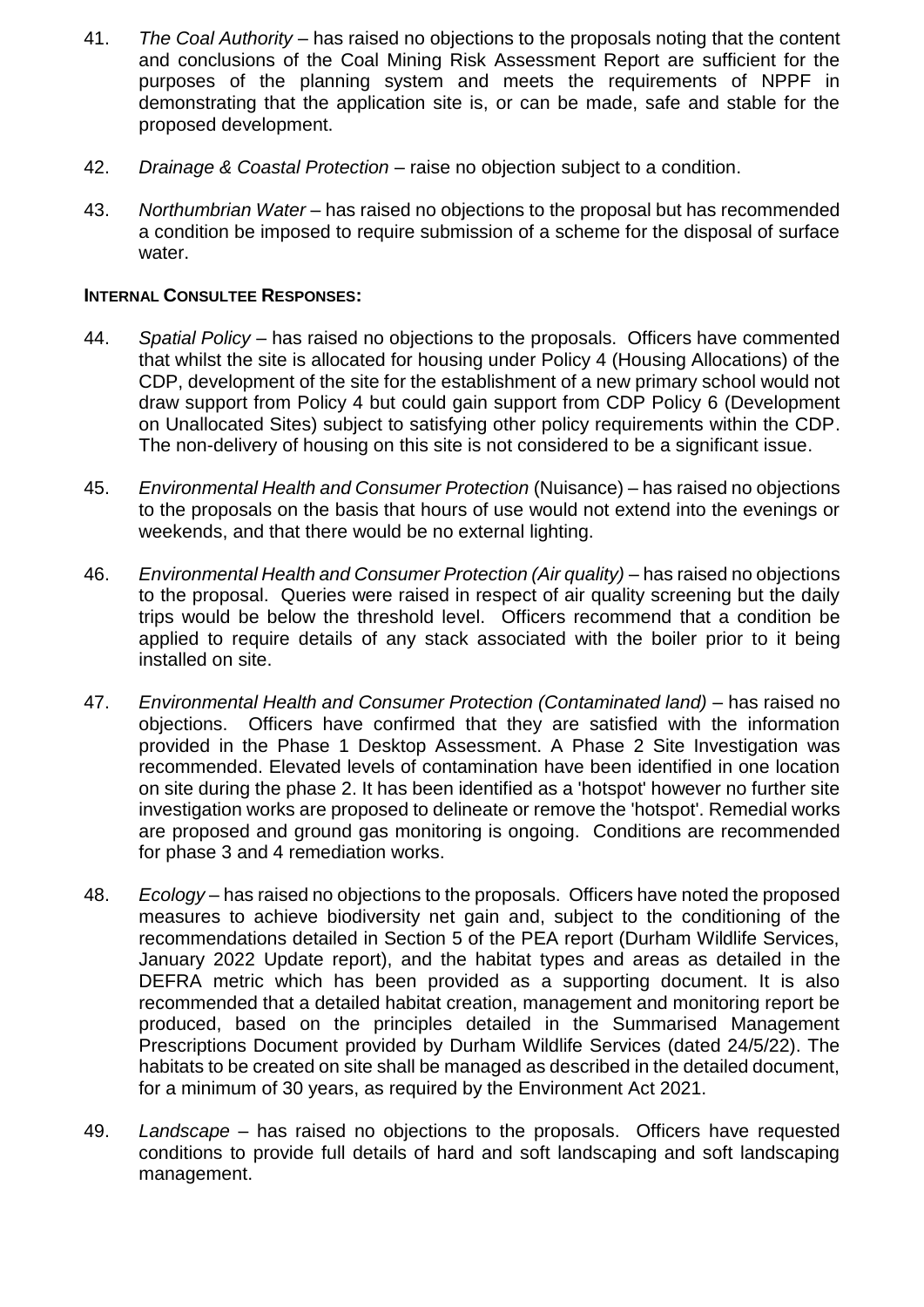41. *The Coal Authority* – has raised no objections to the proposals noting that the content and conclusions of the Coal Mining Risk Assessment Report are sufficient for the purposes of the planning system and meets the requirements of NPPF in demonstrating that the application site is, or can be made, safe and stable for the proposed development.

42. *Drainage & Coastal Protection* – raise no objection subject to a condition.

43. *Northumbrian Water* – has raised no objections to the proposal but has recommended a condition be imposed to require submission of a scheme for the disposal of surface water.

**INTERNAL CONSULTEE RESPONSES:**

44. *Spatial Policy* – has raised no objections to the proposals. Officers have commented that whilst the site is allocated for housing under Policy 4 (Housing Allocations) of the CDP, development of the site for the establishment of a new primary school would not draw support from Policy 4 but could gain support from CDP Policy 6 (Development on Unallocated Sites) subject to satisfying other policy requirements within the CDP. The non-delivery of housing on this site is not considered to be a significant issue.

45. *Environmental Health and Consumer Protection* (Nuisance) – has raised no objections to the proposals on the basis that hours of use would not extend into the evenings or weekends, and that there would be no external lighting.

46. *Environmental Health and Consumer Protection (Air quality)* – has raised no objections to the proposal. Queries were raised in respect of air quality screening but the daily trips would be below the threshold level. Officers recommend that a condition be applied to require details of any stack associated with the boiler prior to it being installed on site.

47. *Environmental Health and Consumer Protection (Contaminated land)* – has raised no objections. Officers have confirmed that they are satisfied with the information provided in the Phase 1 Desktop Assessment. A Phase 2 Site Investigation was recommended. Elevated levels of contamination have been identified in one location on site during the phase 2. It has been identified as a 'hotspot' however no further site investigation works are proposed to delineate or remove the 'hotspot'. Remedial works are proposed and ground gas monitoring is ongoing. Conditions are recommended for phase 3 and 4 remediation works.

48. *Ecology* – has raised no objections to the proposals. Officers have noted the proposed measures to achieve biodiversity net gain and, subject to the conditioning of the recommendations detailed in Section 5 of the PEA report (Durham Wildlife Services, January 2022 Update report), and the habitat types and areas as detailed in the DEFRA metric which has been provided as a supporting document. It is also recommended that a detailed habitat creation, management and monitoring report be produced, based on the principles detailed in the Summarised Management Prescriptions Document provided by Durham Wildlife Services (dated 24/5/22). The habitats to be created on site shall be managed as described in the detailed document, for a minimum of 30 years, as required by the Environment Act 2021.

49. *Landscape* – has raised no objections to the proposals. Officers have requested conditions to provide full details of hard and soft landscaping and soft landscaping management.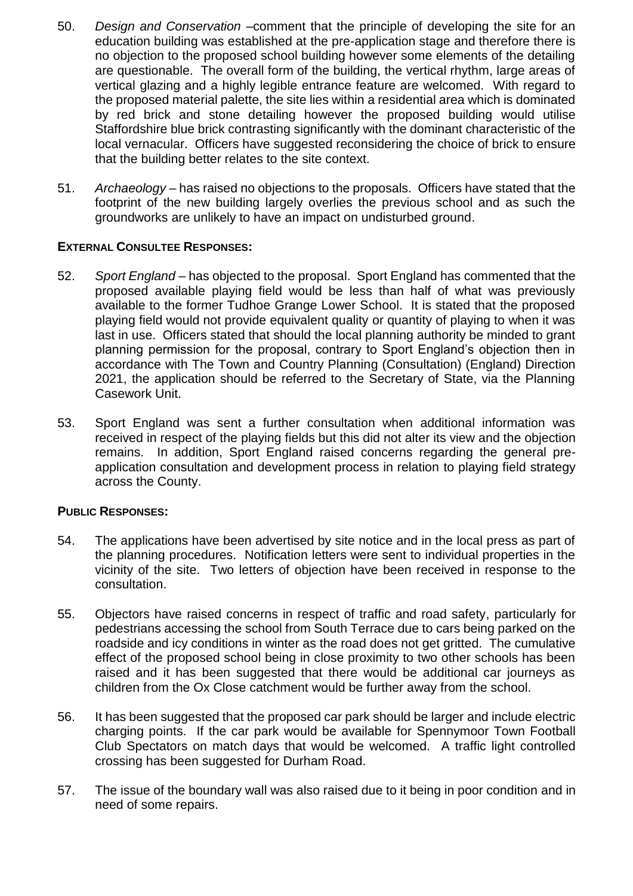50. *Design and Conservation* –comment that the principle of developing the site for an education building was established at the pre-application stage and therefore there is no objection to the proposed school building however some elements of the detailing are questionable. The overall form of the building, the vertical rhythm, large areas of vertical glazing and a highly legible entrance feature are welcomed. With regard to the proposed material palette, the site lies within a residential area which is dominated by red brick and stone detailing however the proposed building would utilise Staffordshire blue brick contrasting significantly with the dominant characteristic of the local vernacular. Officers have suggested reconsidering the choice of brick to ensure that the building better relates to the site context.

51. *Archaeology* – has raised no objections to the proposals. Officers have stated that the footprint of the new building largely overlies the previous school and as such the groundworks are unlikely to have an impact on undisturbed ground.

**EXTERNAL CONSULTEE RESPONSES:**

52. *Sport England* – has objected to the proposal. Sport England has commented that the proposed available playing field would be less than half of what was previously available to the former Tudhoe Grange Lower School. It is stated that the proposed playing field would not provide equivalent quality or quantity of playing to when it was last in use. Officers stated that should the local planning authority be minded to grant planning permission for the proposal, contrary to Sport England's objection then in accordance with The Town and Country Planning (Consultation) (England) Direction 2021, the application should be referred to the Secretary of State, via the Planning Casework Unit.

53. Sport England was sent a further consultation when additional information was received in respect of the playing fields but this did not alter its view and the objection remains. In addition, Sport England raised concerns regarding the general pre-application consultation and development process in relation to playing field strategy across the County.

**PUBLIC RESPONSES:**

54. The applications have been advertised by site notice and in the local press as part of the planning procedures. Notification letters were sent to individual properties in the vicinity of the site. Two letters of objection have been received in response to the consultation.

55. Objectors have raised concerns in respect of traffic and road safety, particularly for pedestrians accessing the school from South Terrace due to cars being parked on the roadside and icy conditions in winter as the road does not get gritted. The cumulative effect of the proposed school being in close proximity to two other schools has been raised and it has been suggested that there would be additional car journeys as children from the Ox Close catchment would be further away from the school.

56. It has been suggested that the proposed car park should be larger and include electric charging points. If the car park would be available for Spennymoor Town Football Club Spectators on match days that would be welcomed. A traffic light controlled crossing has been suggested for Durham Road.

57. The issue of the boundary wall was also raised due to it being in poor condition and in need of some repairs.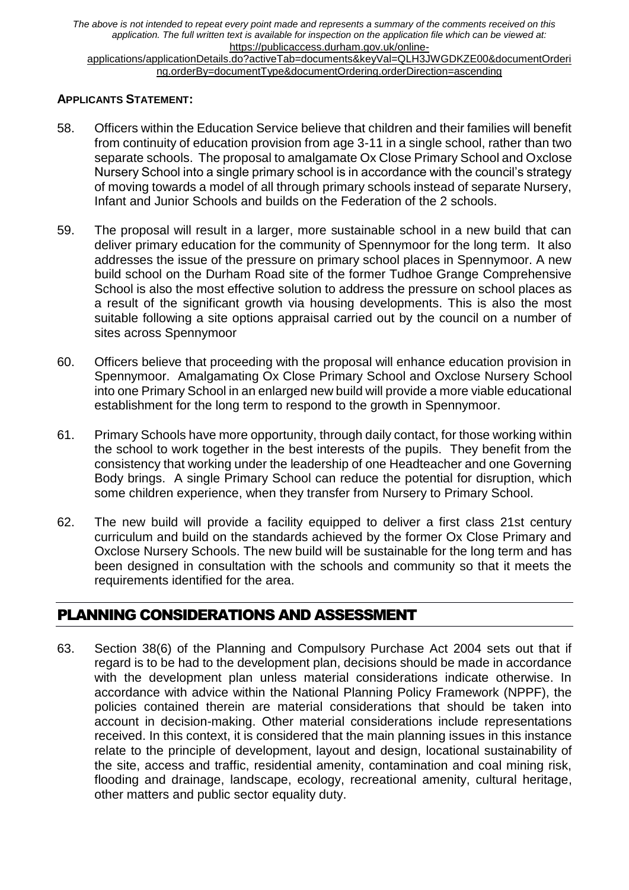*The above is not intended to repeat every point made and represents a summary of the comments received on this application. The full written text is available for inspection on the application file which can be viewed at:* https://publicaccess.durham.gov.uk/online-applications/applicationDetails.do?activeTab=documents&keyVal=QLH3JWGDKZE00&documentOrdering.orderBy=documentType&documentOrdering.orderDirection=ascending

**APPLICANTS STATEMENT:**

58. Officers within the Education Service believe that children and their families will benefit from continuity of education provision from age 3-11 in a single school, rather than two separate schools. The proposal to amalgamate Ox Close Primary School and Oxclose Nursery School into a single primary school is in accordance with the council's strategy of moving towards a model of all through primary schools instead of separate Nursery, Infant and Junior Schools and builds on the Federation of the 2 schools.

59. The proposal will result in a larger, more sustainable school in a new build that can deliver primary education for the community of Spennymoor for the long term. It also addresses the issue of the pressure on primary school places in Spennymoor. A new build school on the Durham Road site of the former Tudhoe Grange Comprehensive School is also the most effective solution to address the pressure on school places as a result of the significant growth via housing developments. This is also the most suitable following a site options appraisal carried out by the council on a number of sites across Spennymoor

60. Officers believe that proceeding with the proposal will enhance education provision in Spennymoor. Amalgamating Ox Close Primary School and Oxclose Nursery School into one Primary School in an enlarged new build will provide a more viable educational establishment for the long term to respond to the growth in Spennymoor.

61. Primary Schools have more opportunity, through daily contact, for those working within the school to work together in the best interests of the pupils. They benefit from the consistency that working under the leadership of one Headteacher and one Governing Body brings. A single Primary School can reduce the potential for disruption, which some children experience, when they transfer from Nursery to Primary School.

62. The new build will provide a facility equipped to deliver a first class 21st century curriculum and build on the standards achieved by the former Ox Close Primary and Oxclose Nursery Schools. The new build will be sustainable for the long term and has been designed in consultation with the schools and community so that it meets the requirements identified for the area.

## PLANNING CONSIDERATIONS AND ASSESSMENT

63. Section 38(6) of the Planning and Compulsory Purchase Act 2004 sets out that if regard is to be had to the development plan, decisions should be made in accordance with the development plan unless material considerations indicate otherwise. In accordance with advice within the National Planning Policy Framework (NPPF), the policies contained therein are material considerations that should be taken into account in decision-making. Other material considerations include representations received. In this context, it is considered that the main planning issues in this instance relate to the principle of development, layout and design, locational sustainability of the site, access and traffic, residential amenity, contamination and coal mining risk, flooding and drainage, landscape, ecology, recreational amenity, cultural heritage, other matters and public sector equality duty.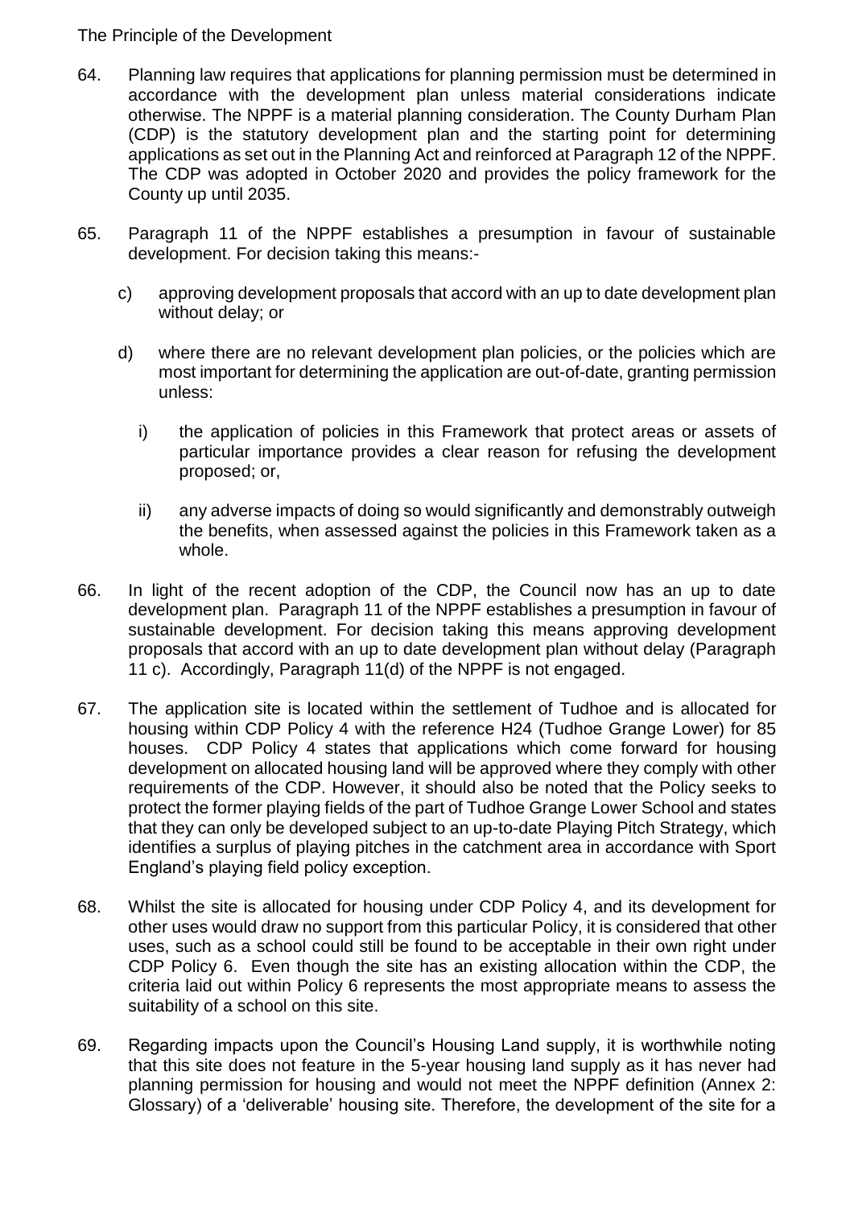## The Principle of the Development

64. Planning law requires that applications for planning permission must be determined in accordance with the development plan unless material considerations indicate otherwise. The NPPF is a material planning consideration. The County Durham Plan (CDP) is the statutory development plan and the starting point for determining applications as set out in the Planning Act and reinforced at Paragraph 12 of the NPPF. The CDP was adopted in October 2020 and provides the policy framework for the County up until 2035.

65. Paragraph 11 of the NPPF establishes a presumption in favour of sustainable development. For decision taking this means:-

    c) approving development proposals that accord with an up to date development plan without delay; or

    d) where there are no relevant development plan policies, or the policies which are most important for determining the application are out-of-date, granting permission unless:

       i) the application of policies in this Framework that protect areas or assets of particular importance provides a clear reason for refusing the development proposed; or,

       ii) any adverse impacts of doing so would significantly and demonstrably outweigh the benefits, when assessed against the policies in this Framework taken as a whole.

66. In light of the recent adoption of the CDP, the Council now has an up to date development plan. Paragraph 11 of the NPPF establishes a presumption in favour of sustainable development. For decision taking this means approving development proposals that accord with an up to date development plan without delay (Paragraph 11 c). Accordingly, Paragraph 11(d) of the NPPF is not engaged.

67. The application site is located within the settlement of Tudhoe and is allocated for housing within CDP Policy 4 with the reference H24 (Tudhoe Grange Lower) for 85 houses. CDP Policy 4 states that applications which come forward for housing development on allocated housing land will be approved where they comply with other requirements of the CDP. However, it should also be noted that the Policy seeks to protect the former playing fields of the part of Tudhoe Grange Lower School and states that they can only be developed subject to an up-to-date Playing Pitch Strategy, which identifies a surplus of playing pitches in the catchment area in accordance with Sport England's playing field policy exception.

68. Whilst the site is allocated for housing under CDP Policy 4, and its development for other uses would draw no support from this particular Policy, it is considered that other uses, such as a school could still be found to be acceptable in their own right under CDP Policy 6. Even though the site has an existing allocation within the CDP, the criteria laid out within Policy 6 represents the most appropriate means to assess the suitability of a school on this site.

69. Regarding impacts upon the Council's Housing Land supply, it is worthwhile noting that this site does not feature in the 5-year housing land supply as it has never had planning permission for housing and would not meet the NPPF definition (Annex 2: Glossary) of a 'deliverable' housing site. Therefore, the development of the site for a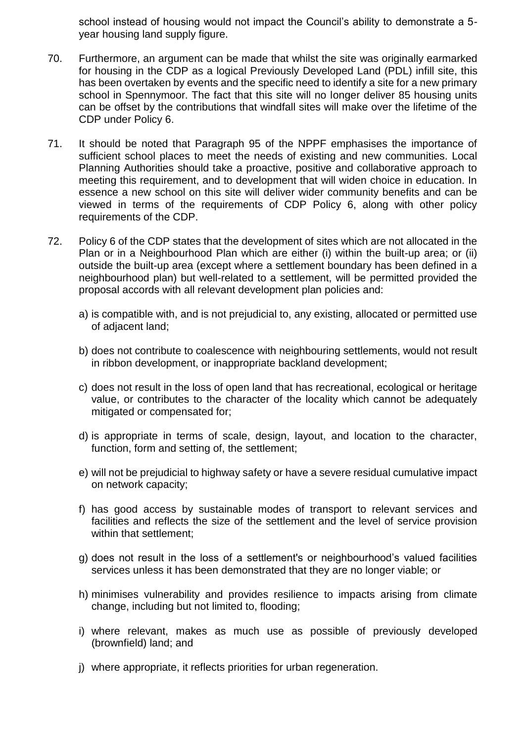school instead of housing would not impact the Council's ability to demonstrate a 5-year housing land supply figure.

70. Furthermore, an argument can be made that whilst the site was originally earmarked for housing in the CDP as a logical Previously Developed Land (PDL) infill site, this has been overtaken by events and the specific need to identify a site for a new primary school in Spennymoor. The fact that this site will no longer deliver 85 housing units can be offset by the contributions that windfall sites will make over the lifetime of the CDP under Policy 6.

71. It should be noted that Paragraph 95 of the NPPF emphasises the importance of sufficient school places to meet the needs of existing and new communities. Local Planning Authorities should take a proactive, positive and collaborative approach to meeting this requirement, and to development that will widen choice in education. In essence a new school on this site will deliver wider community benefits and can be viewed in terms of the requirements of CDP Policy 6, along with other policy requirements of the CDP.

72. Policy 6 of the CDP states that the development of sites which are not allocated in the Plan or in a Neighbourhood Plan which are either (i) within the built-up area; or (ii) outside the built-up area (except where a settlement boundary has been defined in a neighbourhood plan) but well-related to a settlement, will be permitted provided the proposal accords with all relevant development plan policies and:

    a) is compatible with, and is not prejudicial to, any existing, allocated or permitted use of adjacent land;

    b) does not contribute to coalescence with neighbouring settlements, would not result in ribbon development, or inappropriate backland development;

    c) does not result in the loss of open land that has recreational, ecological or heritage value, or contributes to the character of the locality which cannot be adequately mitigated or compensated for;

    d) is appropriate in terms of scale, design, layout, and location to the character, function, form and setting of, the settlement;

    e) will not be prejudicial to highway safety or have a severe residual cumulative impact on network capacity;

    f) has good access by sustainable modes of transport to relevant services and facilities and reflects the size of the settlement and the level of service provision within that settlement;

    g) does not result in the loss of a settlement's or neighbourhood's valued facilities services unless it has been demonstrated that they are no longer viable; or

    h) minimises vulnerability and provides resilience to impacts arising from climate change, including but not limited to, flooding;

    i) where relevant, makes as much use as possible of previously developed (brownfield) land; and

    j) where appropriate, it reflects priorities for urban regeneration.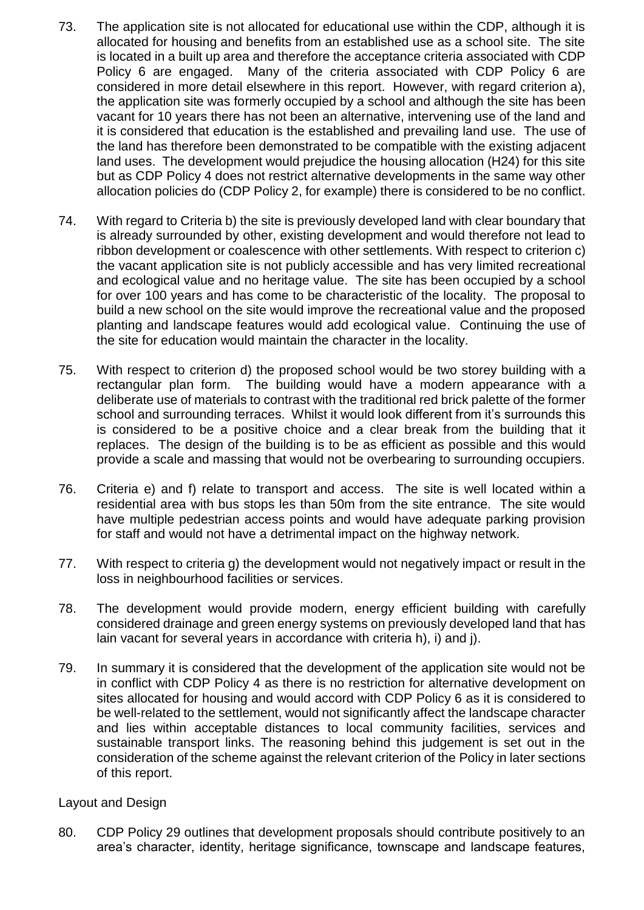73. The application site is not allocated for educational use within the CDP, although it is allocated for housing and benefits from an established use as a school site. The site is located in a built up area and therefore the acceptance criteria associated with CDP Policy 6 are engaged. Many of the criteria associated with CDP Policy 6 are considered in more detail elsewhere in this report. However, with regard criterion a), the application site was formerly occupied by a school and although the site has been vacant for 10 years there has not been an alternative, intervening use of the land and it is considered that education is the established and prevailing land use. The use of the land has therefore been demonstrated to be compatible with the existing adjacent land uses. The development would prejudice the housing allocation (H24) for this site but as CDP Policy 4 does not restrict alternative developments in the same way other allocation policies do (CDP Policy 2, for example) there is considered to be no conflict.

74. With regard to Criteria b) the site is previously developed land with clear boundary that is already surrounded by other, existing development and would therefore not lead to ribbon development or coalescence with other settlements. With respect to criterion c) the vacant application site is not publicly accessible and has very limited recreational and ecological value and no heritage value. The site has been occupied by a school for over 100 years and has come to be characteristic of the locality. The proposal to build a new school on the site would improve the recreational value and the proposed planting and landscape features would add ecological value. Continuing the use of the site for education would maintain the character in the locality.

75. With respect to criterion d) the proposed school would be two storey building with a rectangular plan form. The building would have a modern appearance with a deliberate use of materials to contrast with the traditional red brick palette of the former school and surrounding terraces. Whilst it would look different from it's surrounds this is considered to be a positive choice and a clear break from the building that it replaces. The design of the building is to be as efficient as possible and this would provide a scale and massing that would not be overbearing to surrounding occupiers.

76. Criteria e) and f) relate to transport and access. The site is well located within a residential area with bus stops les than 50m from the site entrance. The site would have multiple pedestrian access points and would have adequate parking provision for staff and would not have a detrimental impact on the highway network.

77. With respect to criteria g) the development would not negatively impact or result in the loss in neighbourhood facilities or services.

78. The development would provide modern, energy efficient building with carefully considered drainage and green energy systems on previously developed land that has lain vacant for several years in accordance with criteria h), i) and j).

79. In summary it is considered that the development of the application site would not be in conflict with CDP Policy 4 as there is no restriction for alternative development on sites allocated for housing and would accord with CDP Policy 6 as it is considered to be well-related to the settlement, would not significantly affect the landscape character and lies within acceptable distances to local community facilities, services and sustainable transport links. The reasoning behind this judgement is set out in the consideration of the scheme against the relevant criterion of the Policy in later sections of this report.

Layout and Design

80. CDP Policy 29 outlines that development proposals should contribute positively to an area's character, identity, heritage significance, townscape and landscape features,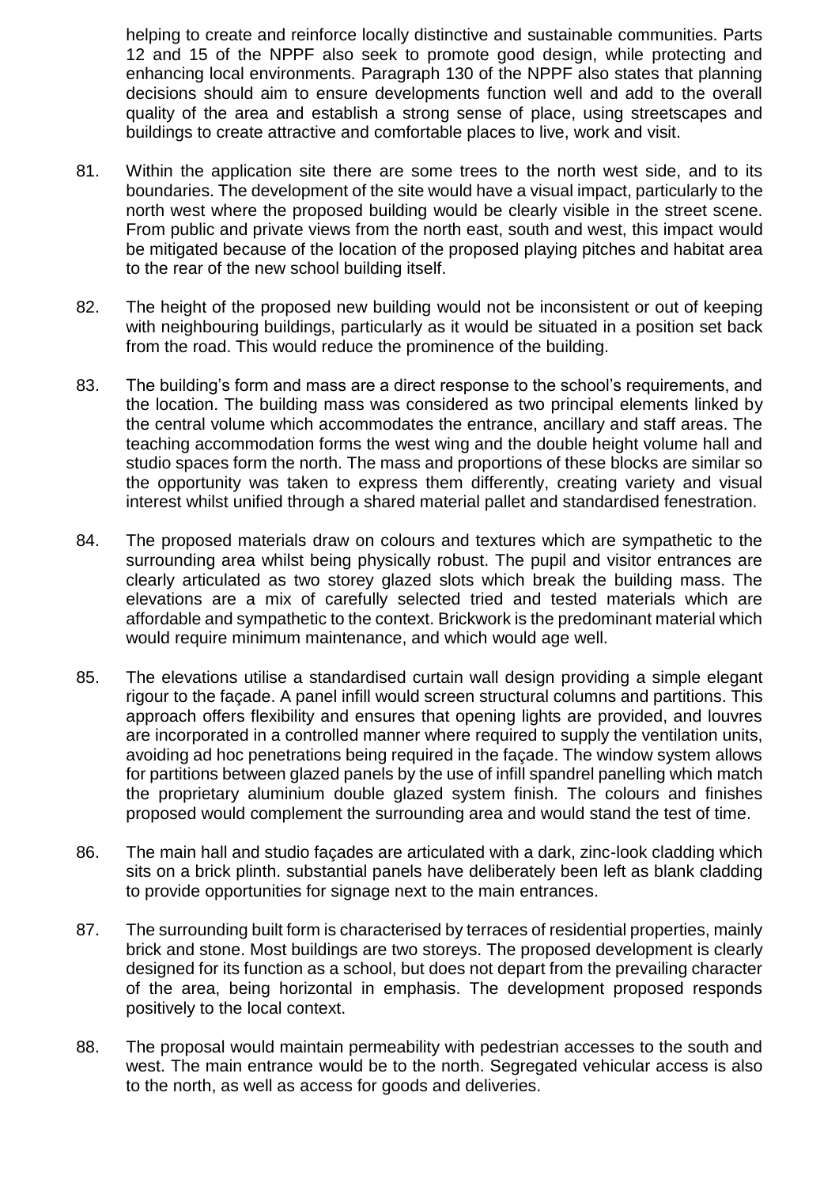helping to create and reinforce locally distinctive and sustainable communities. Parts 12 and 15 of the NPPF also seek to promote good design, while protecting and enhancing local environments. Paragraph 130 of the NPPF also states that planning decisions should aim to ensure developments function well and add to the overall quality of the area and establish a strong sense of place, using streetscapes and buildings to create attractive and comfortable places to live, work and visit.

81. Within the application site there are some trees to the north west side, and to its boundaries. The development of the site would have a visual impact, particularly to the north west where the proposed building would be clearly visible in the street scene. From public and private views from the north east, south and west, this impact would be mitigated because of the location of the proposed playing pitches and habitat area to the rear of the new school building itself.

82. The height of the proposed new building would not be inconsistent or out of keeping with neighbouring buildings, particularly as it would be situated in a position set back from the road. This would reduce the prominence of the building.

83. The building's form and mass are a direct response to the school's requirements, and the location. The building mass was considered as two principal elements linked by the central volume which accommodates the entrance, ancillary and staff areas. The teaching accommodation forms the west wing and the double height volume hall and studio spaces form the north. The mass and proportions of these blocks are similar so the opportunity was taken to express them differently, creating variety and visual interest whilst unified through a shared material pallet and standardised fenestration.

84. The proposed materials draw on colours and textures which are sympathetic to the surrounding area whilst being physically robust. The pupil and visitor entrances are clearly articulated as two storey glazed slots which break the building mass. The elevations are a mix of carefully selected tried and tested materials which are affordable and sympathetic to the context. Brickwork is the predominant material which would require minimum maintenance, and which would age well.

85. The elevations utilise a standardised curtain wall design providing a simple elegant rigour to the façade. A panel infill would screen structural columns and partitions. This approach offers flexibility and ensures that opening lights are provided, and louvres are incorporated in a controlled manner where required to supply the ventilation units, avoiding ad hoc penetrations being required in the façade. The window system allows for partitions between glazed panels by the use of infill spandrel panelling which match the proprietary aluminium double glazed system finish. The colours and finishes proposed would complement the surrounding area and would stand the test of time.

86. The main hall and studio façades are articulated with a dark, zinc-look cladding which sits on a brick plinth. substantial panels have deliberately been left as blank cladding to provide opportunities for signage next to the main entrances.

87. The surrounding built form is characterised by terraces of residential properties, mainly brick and stone. Most buildings are two storeys. The proposed development is clearly designed for its function as a school, but does not depart from the prevailing character of the area, being horizontal in emphasis. The development proposed responds positively to the local context.

88. The proposal would maintain permeability with pedestrian accesses to the south and west. The main entrance would be to the north. Segregated vehicular access is also to the north, as well as access for goods and deliveries.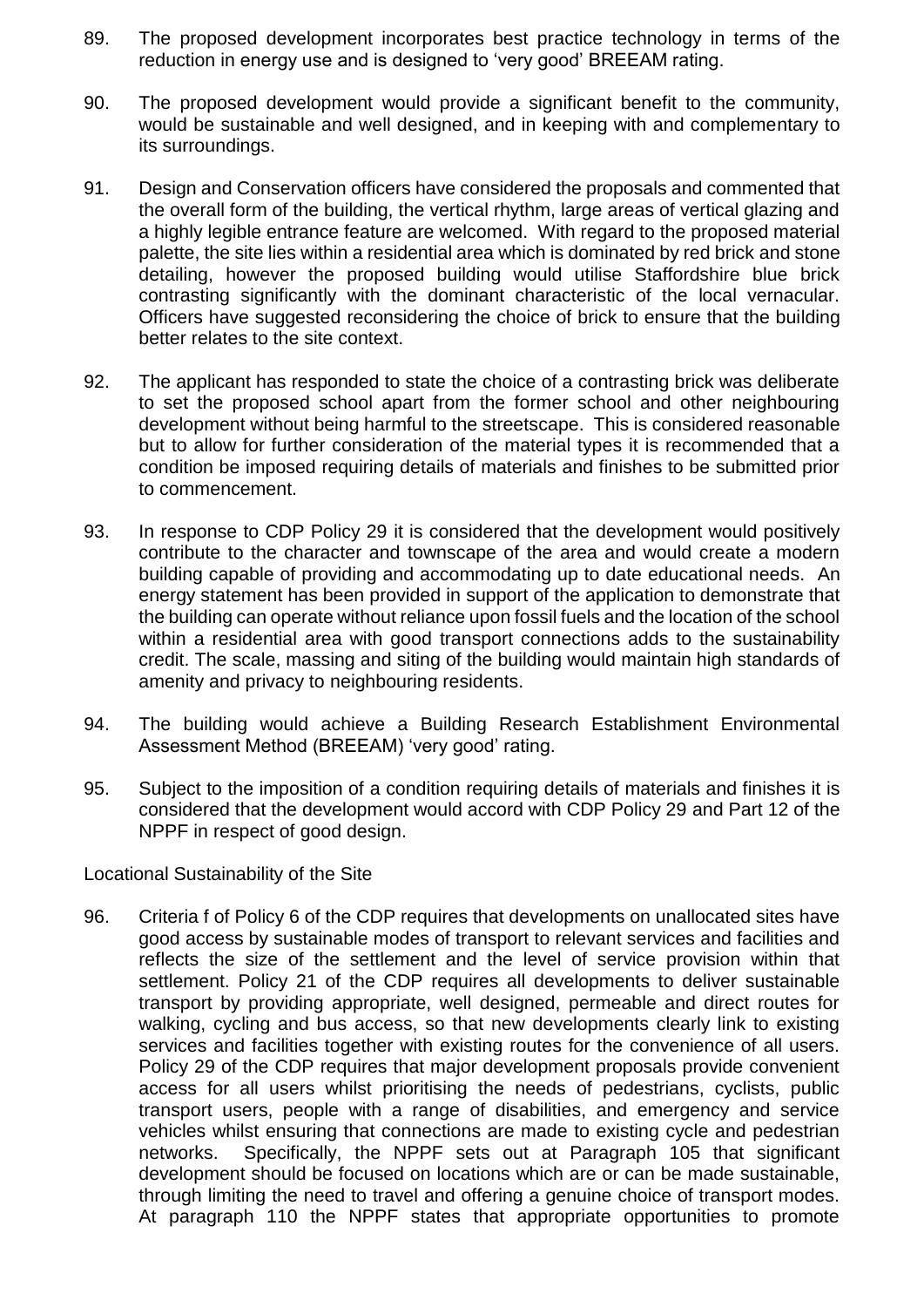89. The proposed development incorporates best practice technology in terms of the reduction in energy use and is designed to 'very good' BREEAM rating.

90. The proposed development would provide a significant benefit to the community, would be sustainable and well designed, and in keeping with and complementary to its surroundings.

91. Design and Conservation officers have considered the proposals and commented that the overall form of the building, the vertical rhythm, large areas of vertical glazing and a highly legible entrance feature are welcomed. With regard to the proposed material palette, the site lies within a residential area which is dominated by red brick and stone detailing, however the proposed building would utilise Staffordshire blue brick contrasting significantly with the dominant characteristic of the local vernacular. Officers have suggested reconsidering the choice of brick to ensure that the building better relates to the site context.

92. The applicant has responded to state the choice of a contrasting brick was deliberate to set the proposed school apart from the former school and other neighbouring development without being harmful to the streetscape. This is considered reasonable but to allow for further consideration of the material types it is recommended that a condition be imposed requiring details of materials and finishes to be submitted prior to commencement.

93. In response to CDP Policy 29 it is considered that the development would positively contribute to the character and townscape of the area and would create a modern building capable of providing and accommodating up to date educational needs. An energy statement has been provided in support of the application to demonstrate that the building can operate without reliance upon fossil fuels and the location of the school within a residential area with good transport connections adds to the sustainability credit. The scale, massing and siting of the building would maintain high standards of amenity and privacy to neighbouring residents.

94. The building would achieve a Building Research Establishment Environmental Assessment Method (BREEAM) 'very good' rating.

95. Subject to the imposition of a condition requiring details of materials and finishes it is considered that the development would accord with CDP Policy 29 and Part 12 of the NPPF in respect of good design.

Locational Sustainability of the Site

96. Criteria f of Policy 6 of the CDP requires that developments on unallocated sites have good access by sustainable modes of transport to relevant services and facilities and reflects the size of the settlement and the level of service provision within that settlement. Policy 21 of the CDP requires all developments to deliver sustainable transport by providing appropriate, well designed, permeable and direct routes for walking, cycling and bus access, so that new developments clearly link to existing services and facilities together with existing routes for the convenience of all users. Policy 29 of the CDP requires that major development proposals provide convenient access for all users whilst prioritising the needs of pedestrians, cyclists, public transport users, people with a range of disabilities, and emergency and service vehicles whilst ensuring that connections are made to existing cycle and pedestrian networks. Specifically, the NPPF sets out at Paragraph 105 that significant development should be focused on locations which are or can be made sustainable, through limiting the need to travel and offering a genuine choice of transport modes. At paragraph 110 the NPPF states that appropriate opportunities to promote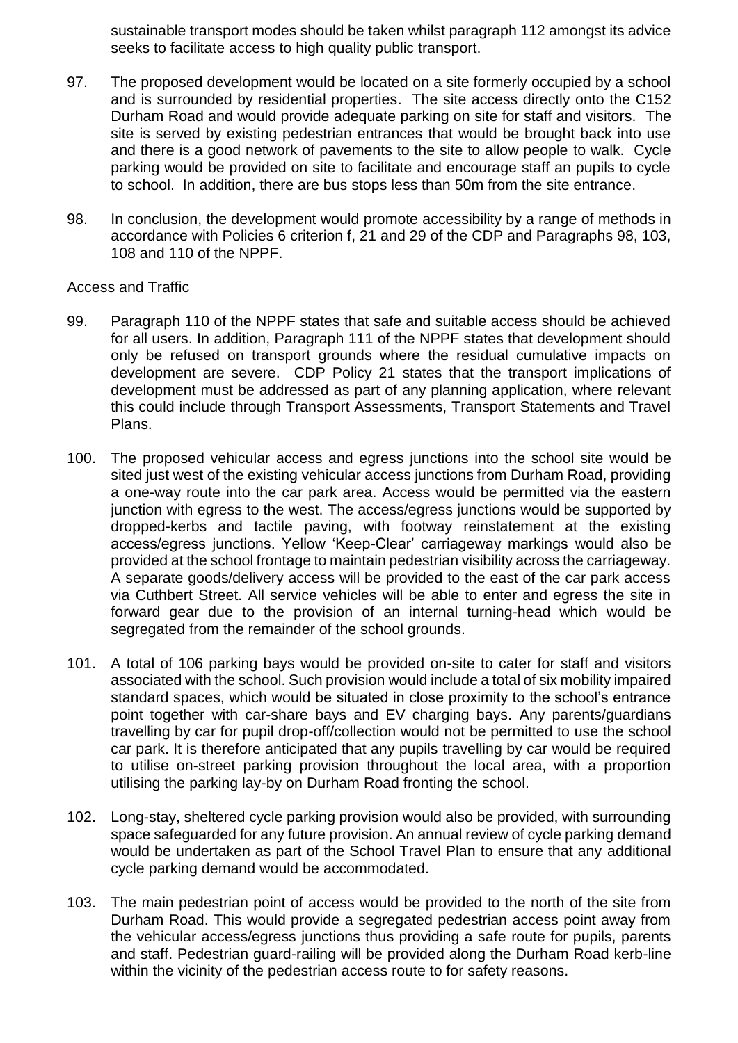sustainable transport modes should be taken whilst paragraph 112 amongst its advice seeks to facilitate access to high quality public transport.

97. The proposed development would be located on a site formerly occupied by a school and is surrounded by residential properties. The site access directly onto the C152 Durham Road and would provide adequate parking on site for staff and visitors. The site is served by existing pedestrian entrances that would be brought back into use and there is a good network of pavements to the site to allow people to walk. Cycle parking would be provided on site to facilitate and encourage staff an pupils to cycle to school. In addition, there are bus stops less than 50m from the site entrance.

98. In conclusion, the development would promote accessibility by a range of methods in accordance with Policies 6 criterion f, 21 and 29 of the CDP and Paragraphs 98, 103, 108 and 110 of the NPPF.

Access and Traffic

99. Paragraph 110 of the NPPF states that safe and suitable access should be achieved for all users. In addition, Paragraph 111 of the NPPF states that development should only be refused on transport grounds where the residual cumulative impacts on development are severe. CDP Policy 21 states that the transport implications of development must be addressed as part of any planning application, where relevant this could include through Transport Assessments, Transport Statements and Travel Plans.

100. The proposed vehicular access and egress junctions into the school site would be sited just west of the existing vehicular access junctions from Durham Road, providing a one-way route into the car park area. Access would be permitted via the eastern junction with egress to the west. The access/egress junctions would be supported by dropped-kerbs and tactile paving, with footway reinstatement at the existing access/egress junctions. Yellow 'Keep-Clear' carriageway markings would also be provided at the school frontage to maintain pedestrian visibility across the carriageway. A separate goods/delivery access will be provided to the east of the car park access via Cuthbert Street. All service vehicles will be able to enter and egress the site in forward gear due to the provision of an internal turning-head which would be segregated from the remainder of the school grounds.

101. A total of 106 parking bays would be provided on-site to cater for staff and visitors associated with the school. Such provision would include a total of six mobility impaired standard spaces, which would be situated in close proximity to the school's entrance point together with car-share bays and EV charging bays. Any parents/guardians travelling by car for pupil drop-off/collection would not be permitted to use the school car park. It is therefore anticipated that any pupils travelling by car would be required to utilise on-street parking provision throughout the local area, with a proportion utilising the parking lay-by on Durham Road fronting the school.

102. Long-stay, sheltered cycle parking provision would also be provided, with surrounding space safeguarded for any future provision. An annual review of cycle parking demand would be undertaken as part of the School Travel Plan to ensure that any additional cycle parking demand would be accommodated.

103. The main pedestrian point of access would be provided to the north of the site from Durham Road. This would provide a segregated pedestrian access point away from the vehicular access/egress junctions thus providing a safe route for pupils, parents and staff. Pedestrian guard-railing will be provided along the Durham Road kerb-line within the vicinity of the pedestrian access route to for safety reasons.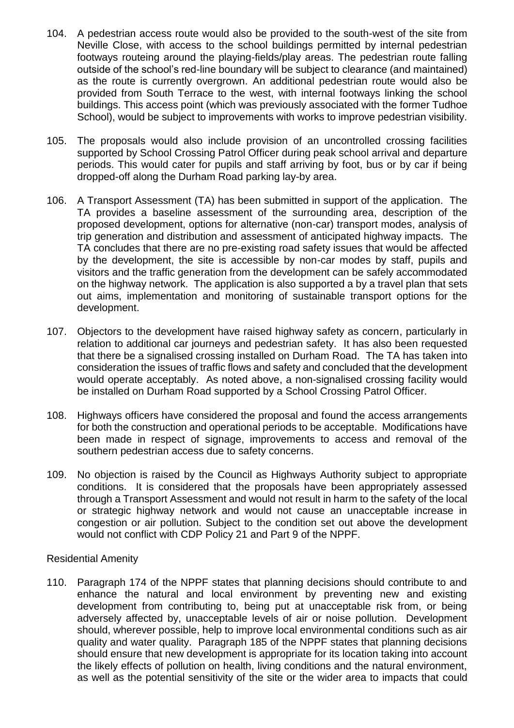104. A pedestrian access route would also be provided to the south-west of the site from Neville Close, with access to the school buildings permitted by internal pedestrian footways routeing around the playing-fields/play areas. The pedestrian route falling outside of the school's red-line boundary will be subject to clearance (and maintained) as the route is currently overgrown. An additional pedestrian route would also be provided from South Terrace to the west, with internal footways linking the school buildings. This access point (which was previously associated with the former Tudhoe School), would be subject to improvements with works to improve pedestrian visibility.

105. The proposals would also include provision of an uncontrolled crossing facilities supported by School Crossing Patrol Officer during peak school arrival and departure periods. This would cater for pupils and staff arriving by foot, bus or by car if being dropped-off along the Durham Road parking lay-by area.

106. A Transport Assessment (TA) has been submitted in support of the application. The TA provides a baseline assessment of the surrounding area, description of the proposed development, options for alternative (non-car) transport modes, analysis of trip generation and distribution and assessment of anticipated highway impacts. The TA concludes that there are no pre-existing road safety issues that would be affected by the development, the site is accessible by non-car modes by staff, pupils and visitors and the traffic generation from the development can be safely accommodated on the highway network. The application is also supported a by a travel plan that sets out aims, implementation and monitoring of sustainable transport options for the development.

107. Objectors to the development have raised highway safety as concern, particularly in relation to additional car journeys and pedestrian safety. It has also been requested that there be a signalised crossing installed on Durham Road. The TA has taken into consideration the issues of traffic flows and safety and concluded that the development would operate acceptably. As noted above, a non-signalised crossing facility would be installed on Durham Road supported by a School Crossing Patrol Officer.

108. Highways officers have considered the proposal and found the access arrangements for both the construction and operational periods to be acceptable. Modifications have been made in respect of signage, improvements to access and removal of the southern pedestrian access due to safety concerns.

109. No objection is raised by the Council as Highways Authority subject to appropriate conditions. It is considered that the proposals have been appropriately assessed through a Transport Assessment and would not result in harm to the safety of the local or strategic highway network and would not cause an unacceptable increase in congestion or air pollution. Subject to the condition set out above the development would not conflict with CDP Policy 21 and Part 9 of the NPPF.

Residential Amenity

110. Paragraph 174 of the NPPF states that planning decisions should contribute to and enhance the natural and local environment by preventing new and existing development from contributing to, being put at unacceptable risk from, or being adversely affected by, unacceptable levels of air or noise pollution. Development should, wherever possible, help to improve local environmental conditions such as air quality and water quality. Paragraph 185 of the NPPF states that planning decisions should ensure that new development is appropriate for its location taking into account the likely effects of pollution on health, living conditions and the natural environment, as well as the potential sensitivity of the site or the wider area to impacts that could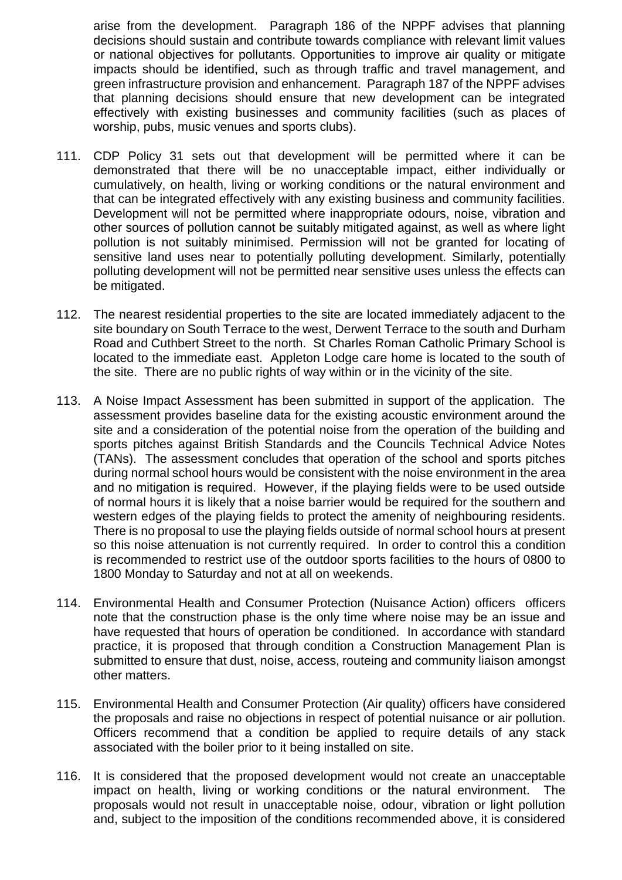arise from the development. Paragraph 186 of the NPPF advises that planning decisions should sustain and contribute towards compliance with relevant limit values or national objectives for pollutants. Opportunities to improve air quality or mitigate impacts should be identified, such as through traffic and travel management, and green infrastructure provision and enhancement. Paragraph 187 of the NPPF advises that planning decisions should ensure that new development can be integrated effectively with existing businesses and community facilities (such as places of worship, pubs, music venues and sports clubs).

111. CDP Policy 31 sets out that development will be permitted where it can be demonstrated that there will be no unacceptable impact, either individually or cumulatively, on health, living or working conditions or the natural environment and that can be integrated effectively with any existing business and community facilities. Development will not be permitted where inappropriate odours, noise, vibration and other sources of pollution cannot be suitably mitigated against, as well as where light pollution is not suitably minimised. Permission will not be granted for locating of sensitive land uses near to potentially polluting development. Similarly, potentially polluting development will not be permitted near sensitive uses unless the effects can be mitigated.

112. The nearest residential properties to the site are located immediately adjacent to the site boundary on South Terrace to the west, Derwent Terrace to the south and Durham Road and Cuthbert Street to the north. St Charles Roman Catholic Primary School is located to the immediate east. Appleton Lodge care home is located to the south of the site. There are no public rights of way within or in the vicinity of the site.

113. A Noise Impact Assessment has been submitted in support of the application. The assessment provides baseline data for the existing acoustic environment around the site and a consideration of the potential noise from the operation of the building and sports pitches against British Standards and the Councils Technical Advice Notes (TANs). The assessment concludes that operation of the school and sports pitches during normal school hours would be consistent with the noise environment in the area and no mitigation is required. However, if the playing fields were to be used outside of normal hours it is likely that a noise barrier would be required for the southern and western edges of the playing fields to protect the amenity of neighbouring residents. There is no proposal to use the playing fields outside of normal school hours at present so this noise attenuation is not currently required. In order to control this a condition is recommended to restrict use of the outdoor sports facilities to the hours of 0800 to 1800 Monday to Saturday and not at all on weekends.

114. Environmental Health and Consumer Protection (Nuisance Action) officers officers note that the construction phase is the only time where noise may be an issue and have requested that hours of operation be conditioned. In accordance with standard practice, it is proposed that through condition a Construction Management Plan is submitted to ensure that dust, noise, access, routeing and community liaison amongst other matters.

115. Environmental Health and Consumer Protection (Air quality) officers have considered the proposals and raise no objections in respect of potential nuisance or air pollution. Officers recommend that a condition be applied to require details of any stack associated with the boiler prior to it being installed on site.

116. It is considered that the proposed development would not create an unacceptable impact on health, living or working conditions or the natural environment. The proposals would not result in unacceptable noise, odour, vibration or light pollution and, subject to the imposition of the conditions recommended above, it is considered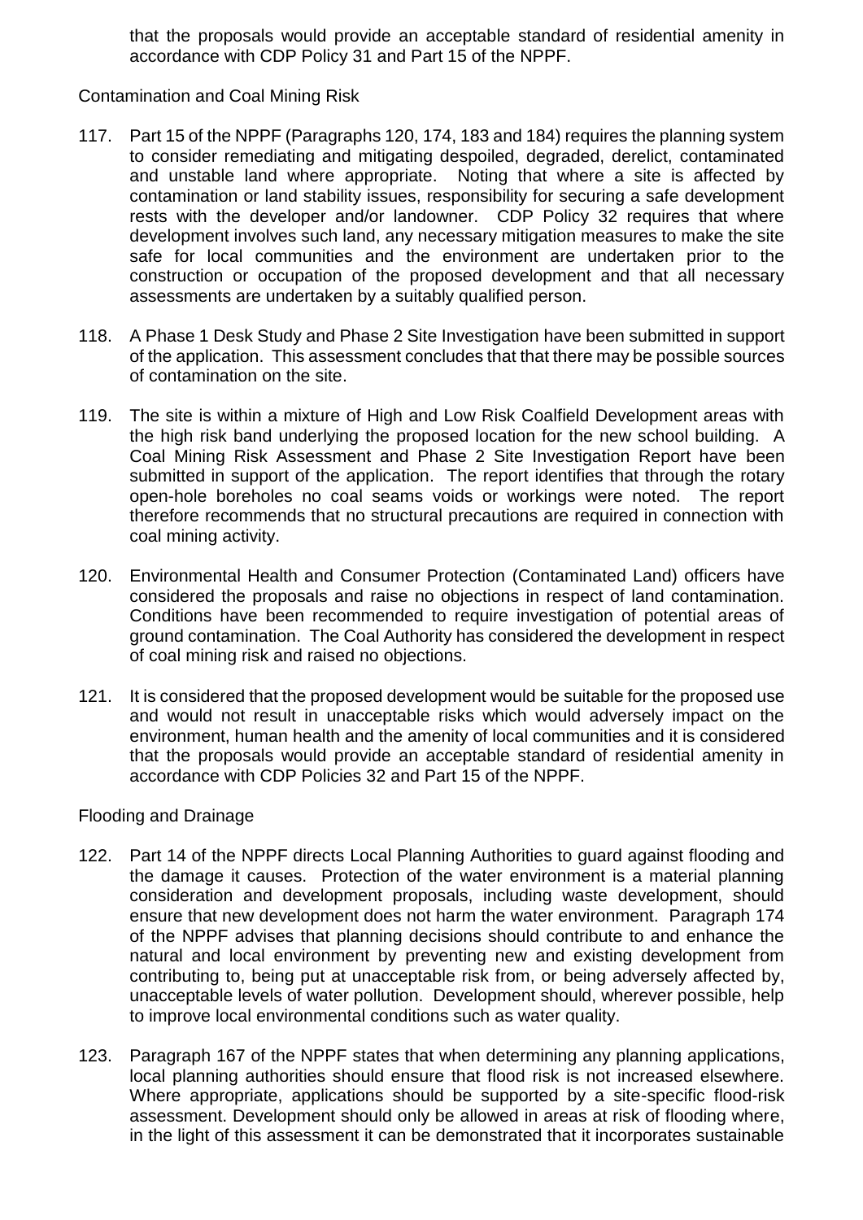that the proposals would provide an acceptable standard of residential amenity in accordance with CDP Policy 31 and Part 15 of the NPPF.

Contamination and Coal Mining Risk

117. Part 15 of the NPPF (Paragraphs 120, 174, 183 and 184) requires the planning system to consider remediating and mitigating despoiled, degraded, derelict, contaminated and unstable land where appropriate. Noting that where a site is affected by contamination or land stability issues, responsibility for securing a safe development rests with the developer and/or landowner. CDP Policy 32 requires that where development involves such land, any necessary mitigation measures to make the site safe for local communities and the environment are undertaken prior to the construction or occupation of the proposed development and that all necessary assessments are undertaken by a suitably qualified person.

118. A Phase 1 Desk Study and Phase 2 Site Investigation have been submitted in support of the application. This assessment concludes that that there may be possible sources of contamination on the site.

119. The site is within a mixture of High and Low Risk Coalfield Development areas with the high risk band underlying the proposed location for the new school building. A Coal Mining Risk Assessment and Phase 2 Site Investigation Report have been submitted in support of the application. The report identifies that through the rotary open-hole boreholes no coal seams voids or workings were noted. The report therefore recommends that no structural precautions are required in connection with coal mining activity.

120. Environmental Health and Consumer Protection (Contaminated Land) officers have considered the proposals and raise no objections in respect of land contamination. Conditions have been recommended to require investigation of potential areas of ground contamination. The Coal Authority has considered the development in respect of coal mining risk and raised no objections.

121. It is considered that the proposed development would be suitable for the proposed use and would not result in unacceptable risks which would adversely impact on the environment, human health and the amenity of local communities and it is considered that the proposals would provide an acceptable standard of residential amenity in accordance with CDP Policies 32 and Part 15 of the NPPF.

Flooding and Drainage

122. Part 14 of the NPPF directs Local Planning Authorities to guard against flooding and the damage it causes. Protection of the water environment is a material planning consideration and development proposals, including waste development, should ensure that new development does not harm the water environment. Paragraph 174 of the NPPF advises that planning decisions should contribute to and enhance the natural and local environment by preventing new and existing development from contributing to, being put at unacceptable risk from, or being adversely affected by, unacceptable levels of water pollution. Development should, wherever possible, help to improve local environmental conditions such as water quality.

123. Paragraph 167 of the NPPF states that when determining any planning applications, local planning authorities should ensure that flood risk is not increased elsewhere. Where appropriate, applications should be supported by a site-specific flood-risk assessment. Development should only be allowed in areas at risk of flooding where, in the light of this assessment it can be demonstrated that it incorporates sustainable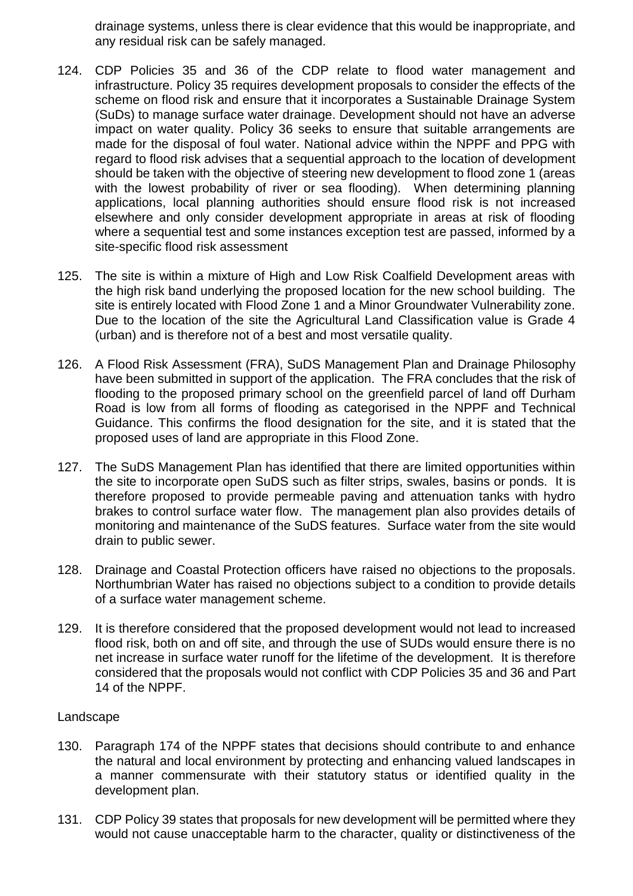drainage systems, unless there is clear evidence that this would be inappropriate, and any residual risk can be safely managed.

124. CDP Policies 35 and 36 of the CDP relate to flood water management and infrastructure. Policy 35 requires development proposals to consider the effects of the scheme on flood risk and ensure that it incorporates a Sustainable Drainage System (SuDs) to manage surface water drainage. Development should not have an adverse impact on water quality. Policy 36 seeks to ensure that suitable arrangements are made for the disposal of foul water. National advice within the NPPF and PPG with regard to flood risk advises that a sequential approach to the location of development should be taken with the objective of steering new development to flood zone 1 (areas with the lowest probability of river or sea flooding). When determining planning applications, local planning authorities should ensure flood risk is not increased elsewhere and only consider development appropriate in areas at risk of flooding where a sequential test and some instances exception test are passed, informed by a site-specific flood risk assessment

125. The site is within a mixture of High and Low Risk Coalfield Development areas with the high risk band underlying the proposed location for the new school building. The site is entirely located with Flood Zone 1 and a Minor Groundwater Vulnerability zone. Due to the location of the site the Agricultural Land Classification value is Grade 4 (urban) and is therefore not of a best and most versatile quality.

126. A Flood Risk Assessment (FRA), SuDS Management Plan and Drainage Philosophy have been submitted in support of the application. The FRA concludes that the risk of flooding to the proposed primary school on the greenfield parcel of land off Durham Road is low from all forms of flooding as categorised in the NPPF and Technical Guidance. This confirms the flood designation for the site, and it is stated that the proposed uses of land are appropriate in this Flood Zone.

127. The SuDS Management Plan has identified that there are limited opportunities within the site to incorporate open SuDS such as filter strips, swales, basins or ponds. It is therefore proposed to provide permeable paving and attenuation tanks with hydro brakes to control surface water flow. The management plan also provides details of monitoring and maintenance of the SuDS features. Surface water from the site would drain to public sewer.

128. Drainage and Coastal Protection officers have raised no objections to the proposals. Northumbrian Water has raised no objections subject to a condition to provide details of a surface water management scheme.

129. It is therefore considered that the proposed development would not lead to increased flood risk, both on and off site, and through the use of SUDs would ensure there is no net increase in surface water runoff for the lifetime of the development. It is therefore considered that the proposals would not conflict with CDP Policies 35 and 36 and Part 14 of the NPPF.

Landscape

130. Paragraph 174 of the NPPF states that decisions should contribute to and enhance the natural and local environment by protecting and enhancing valued landscapes in a manner commensurate with their statutory status or identified quality in the development plan.

131. CDP Policy 39 states that proposals for new development will be permitted where they would not cause unacceptable harm to the character, quality or distinctiveness of the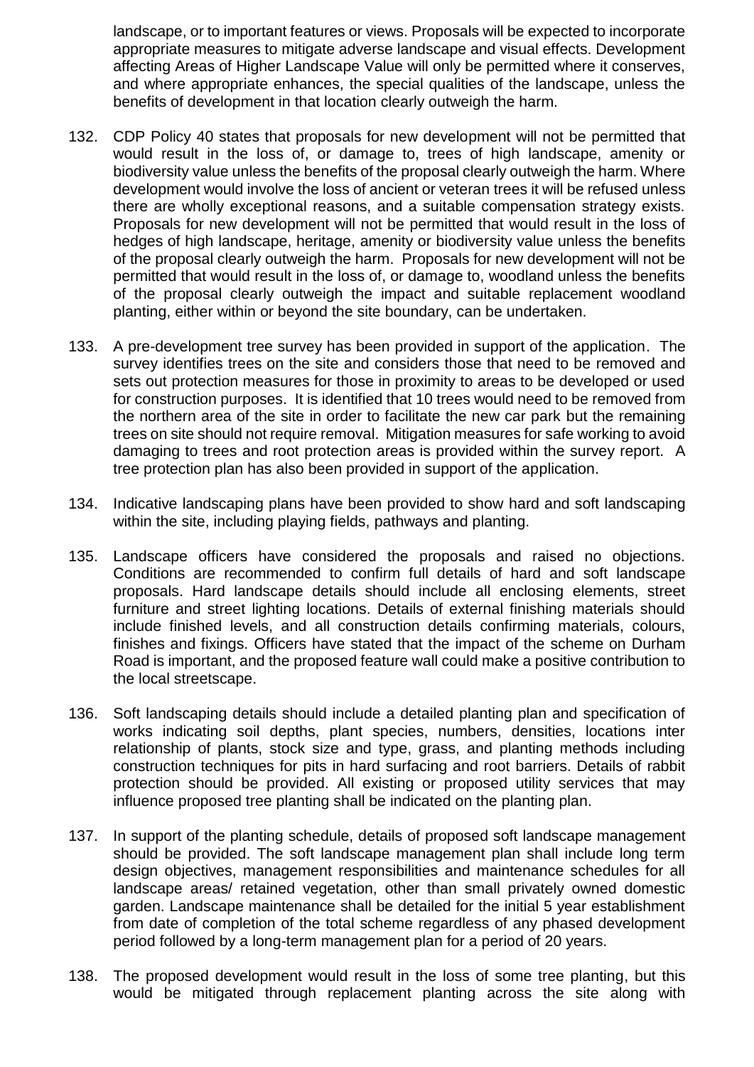landscape, or to important features or views. Proposals will be expected to incorporate appropriate measures to mitigate adverse landscape and visual effects. Development affecting Areas of Higher Landscape Value will only be permitted where it conserves, and where appropriate enhances, the special qualities of the landscape, unless the benefits of development in that location clearly outweigh the harm.

132. CDP Policy 40 states that proposals for new development will not be permitted that would result in the loss of, or damage to, trees of high landscape, amenity or biodiversity value unless the benefits of the proposal clearly outweigh the harm. Where development would involve the loss of ancient or veteran trees it will be refused unless there are wholly exceptional reasons, and a suitable compensation strategy exists. Proposals for new development will not be permitted that would result in the loss of hedges of high landscape, heritage, amenity or biodiversity value unless the benefits of the proposal clearly outweigh the harm. Proposals for new development will not be permitted that would result in the loss of, or damage to, woodland unless the benefits of the proposal clearly outweigh the impact and suitable replacement woodland planting, either within or beyond the site boundary, can be undertaken.

133. A pre-development tree survey has been provided in support of the application. The survey identifies trees on the site and considers those that need to be removed and sets out protection measures for those in proximity to areas to be developed or used for construction purposes. It is identified that 10 trees would need to be removed from the northern area of the site in order to facilitate the new car park but the remaining trees on site should not require removal. Mitigation measures for safe working to avoid damaging to trees and root protection areas is provided within the survey report. A tree protection plan has also been provided in support of the application.

134. Indicative landscaping plans have been provided to show hard and soft landscaping within the site, including playing fields, pathways and planting.

135. Landscape officers have considered the proposals and raised no objections. Conditions are recommended to confirm full details of hard and soft landscape proposals. Hard landscape details should include all enclosing elements, street furniture and street lighting locations. Details of external finishing materials should include finished levels, and all construction details confirming materials, colours, finishes and fixings. Officers have stated that the impact of the scheme on Durham Road is important, and the proposed feature wall could make a positive contribution to the local streetscape.

136. Soft landscaping details should include a detailed planting plan and specification of works indicating soil depths, plant species, numbers, densities, locations inter relationship of plants, stock size and type, grass, and planting methods including construction techniques for pits in hard surfacing and root barriers. Details of rabbit protection should be provided. All existing or proposed utility services that may influence proposed tree planting shall be indicated on the planting plan.

137. In support of the planting schedule, details of proposed soft landscape management should be provided. The soft landscape management plan shall include long term design objectives, management responsibilities and maintenance schedules for all landscape areas/ retained vegetation, other than small privately owned domestic garden. Landscape maintenance shall be detailed for the initial 5 year establishment from date of completion of the total scheme regardless of any phased development period followed by a long-term management plan for a period of 20 years.

138. The proposed development would result in the loss of some tree planting, but this would be mitigated through replacement planting across the site along with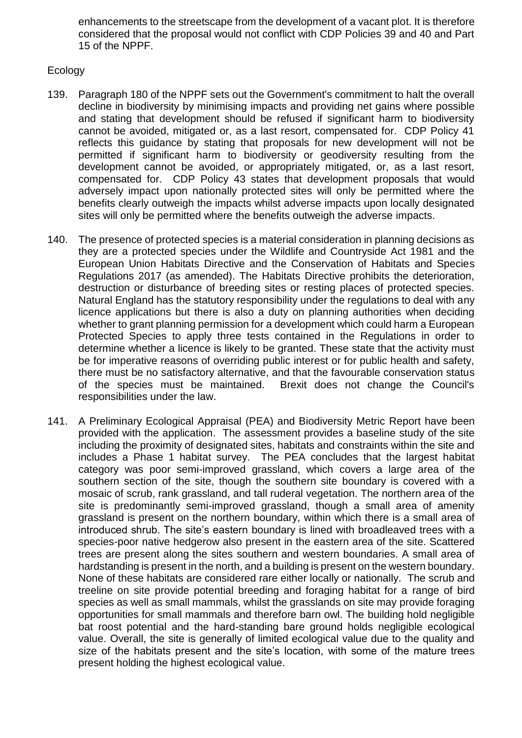enhancements to the streetscape from the development of a vacant plot. It is therefore considered that the proposal would not conflict with CDP Policies 39 and 40 and Part 15 of the NPPF.

Ecology

139. Paragraph 180 of the NPPF sets out the Government's commitment to halt the overall decline in biodiversity by minimising impacts and providing net gains where possible and stating that development should be refused if significant harm to biodiversity cannot be avoided, mitigated or, as a last resort, compensated for. CDP Policy 41 reflects this guidance by stating that proposals for new development will not be permitted if significant harm to biodiversity or geodiversity resulting from the development cannot be avoided, or appropriately mitigated, or, as a last resort, compensated for. CDP Policy 43 states that development proposals that would adversely impact upon nationally protected sites will only be permitted where the benefits clearly outweigh the impacts whilst adverse impacts upon locally designated sites will only be permitted where the benefits outweigh the adverse impacts.

140. The presence of protected species is a material consideration in planning decisions as they are a protected species under the Wildlife and Countryside Act 1981 and the European Union Habitats Directive and the Conservation of Habitats and Species Regulations 2017 (as amended). The Habitats Directive prohibits the deterioration, destruction or disturbance of breeding sites or resting places of protected species. Natural England has the statutory responsibility under the regulations to deal with any licence applications but there is also a duty on planning authorities when deciding whether to grant planning permission for a development which could harm a European Protected Species to apply three tests contained in the Regulations in order to determine whether a licence is likely to be granted. These state that the activity must be for imperative reasons of overriding public interest or for public health and safety, there must be no satisfactory alternative, and that the favourable conservation status of the species must be maintained. Brexit does not change the Council's responsibilities under the law.

141. A Preliminary Ecological Appraisal (PEA) and Biodiversity Metric Report have been provided with the application. The assessment provides a baseline study of the site including the proximity of designated sites, habitats and constraints within the site and includes a Phase 1 habitat survey. The PEA concludes that the largest habitat category was poor semi-improved grassland, which covers a large area of the southern section of the site, though the southern site boundary is covered with a mosaic of scrub, rank grassland, and tall ruderal vegetation. The northern area of the site is predominantly semi-improved grassland, though a small area of amenity grassland is present on the northern boundary, within which there is a small area of introduced shrub. The site's eastern boundary is lined with broadleaved trees with a species-poor native hedgerow also present in the eastern area of the site. Scattered trees are present along the sites southern and western boundaries. A small area of hardstanding is present in the north, and a building is present on the western boundary. None of these habitats are considered rare either locally or nationally. The scrub and treeline on site provide potential breeding and foraging habitat for a range of bird species as well as small mammals, whilst the grasslands on site may provide foraging opportunities for small mammals and therefore barn owl. The building hold negligible bat roost potential and the hard-standing bare ground holds negligible ecological value. Overall, the site is generally of limited ecological value due to the quality and size of the habitats present and the site's location, with some of the mature trees present holding the highest ecological value.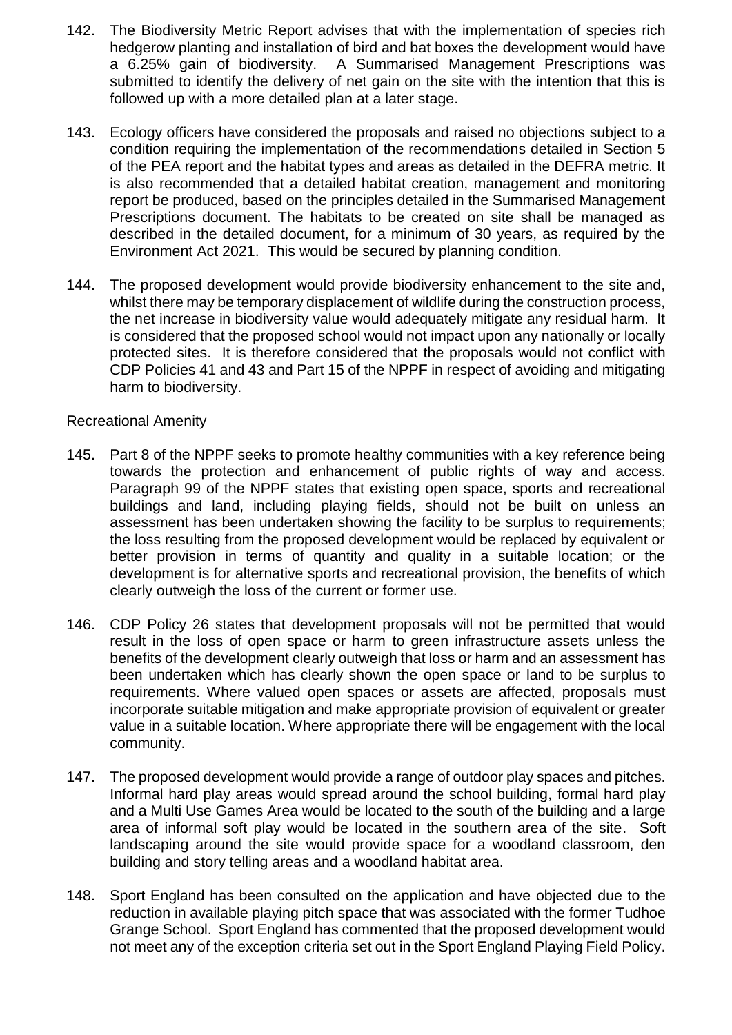142. The Biodiversity Metric Report advises that with the implementation of species rich hedgerow planting and installation of bird and bat boxes the development would have a 6.25% gain of biodiversity. A Summarised Management Prescriptions was submitted to identify the delivery of net gain on the site with the intention that this is followed up with a more detailed plan at a later stage.

143. Ecology officers have considered the proposals and raised no objections subject to a condition requiring the implementation of the recommendations detailed in Section 5 of the PEA report and the habitat types and areas as detailed in the DEFRA metric. It is also recommended that a detailed habitat creation, management and monitoring report be produced, based on the principles detailed in the Summarised Management Prescriptions document. The habitats to be created on site shall be managed as described in the detailed document, for a minimum of 30 years, as required by the Environment Act 2021. This would be secured by planning condition.

144. The proposed development would provide biodiversity enhancement to the site and, whilst there may be temporary displacement of wildlife during the construction process, the net increase in biodiversity value would adequately mitigate any residual harm. It is considered that the proposed school would not impact upon any nationally or locally protected sites. It is therefore considered that the proposals would not conflict with CDP Policies 41 and 43 and Part 15 of the NPPF in respect of avoiding and mitigating harm to biodiversity.

Recreational Amenity

145. Part 8 of the NPPF seeks to promote healthy communities with a key reference being towards the protection and enhancement of public rights of way and access. Paragraph 99 of the NPPF states that existing open space, sports and recreational buildings and land, including playing fields, should not be built on unless an assessment has been undertaken showing the facility to be surplus to requirements; the loss resulting from the proposed development would be replaced by equivalent or better provision in terms of quantity and quality in a suitable location; or the development is for alternative sports and recreational provision, the benefits of which clearly outweigh the loss of the current or former use.

146. CDP Policy 26 states that development proposals will not be permitted that would result in the loss of open space or harm to green infrastructure assets unless the benefits of the development clearly outweigh that loss or harm and an assessment has been undertaken which has clearly shown the open space or land to be surplus to requirements. Where valued open spaces or assets are affected, proposals must incorporate suitable mitigation and make appropriate provision of equivalent or greater value in a suitable location. Where appropriate there will be engagement with the local community.

147. The proposed development would provide a range of outdoor play spaces and pitches. Informal hard play areas would spread around the school building, formal hard play and a Multi Use Games Area would be located to the south of the building and a large area of informal soft play would be located in the southern area of the site. Soft landscaping around the site would provide space for a woodland classroom, den building and story telling areas and a woodland habitat area.

148. Sport England has been consulted on the application and have objected due to the reduction in available playing pitch space that was associated with the former Tudhoe Grange School. Sport England has commented that the proposed development would not meet any of the exception criteria set out in the Sport England Playing Field Policy.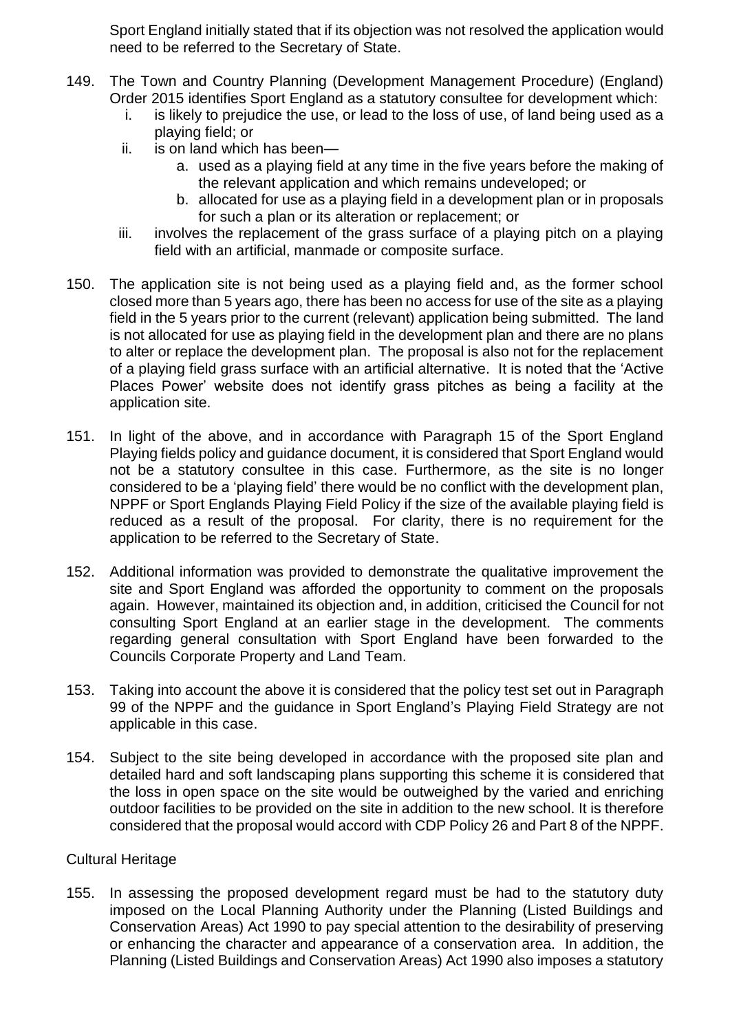Sport England initially stated that if its objection was not resolved the application would need to be referred to the Secretary of State.

149. The Town and Country Planning (Development Management Procedure) (England) Order 2015 identifies Sport England as a statutory consultee for development which:
    i. is likely to prejudice the use, or lead to the loss of use, of land being used as a playing field; or
    ii. is on land which has been—
        a. used as a playing field at any time in the five years before the making of the relevant application and which remains undeveloped; or
        b. allocated for use as a playing field in a development plan or in proposals for such a plan or its alteration or replacement; or
    iii. involves the replacement of the grass surface of a playing pitch on a playing field with an artificial, manmade or composite surface.

150. The application site is not being used as a playing field and, as the former school closed more than 5 years ago, there has been no access for use of the site as a playing field in the 5 years prior to the current (relevant) application being submitted. The land is not allocated for use as playing field in the development plan and there are no plans to alter or replace the development plan. The proposal is also not for the replacement of a playing field grass surface with an artificial alternative. It is noted that the 'Active Places Power' website does not identify grass pitches as being a facility at the application site.

151. In light of the above, and in accordance with Paragraph 15 of the Sport England Playing fields policy and guidance document, it is considered that Sport England would not be a statutory consultee in this case. Furthermore, as the site is no longer considered to be a 'playing field' there would be no conflict with the development plan, NPPF or Sport Englands Playing Field Policy if the size of the available playing field is reduced as a result of the proposal. For clarity, there is no requirement for the application to be referred to the Secretary of State.

152. Additional information was provided to demonstrate the qualitative improvement the site and Sport England was afforded the opportunity to comment on the proposals again. However, maintained its objection and, in addition, criticised the Council for not consulting Sport England at an earlier stage in the development. The comments regarding general consultation with Sport England have been forwarded to the Councils Corporate Property and Land Team.

153. Taking into account the above it is considered that the policy test set out in Paragraph 99 of the NPPF and the guidance in Sport England's Playing Field Strategy are not applicable in this case.

154. Subject to the site being developed in accordance with the proposed site plan and detailed hard and soft landscaping plans supporting this scheme it is considered that the loss in open space on the site would be outweighed by the varied and enriching outdoor facilities to be provided on the site in addition to the new school. It is therefore considered that the proposal would accord with CDP Policy 26 and Part 8 of the NPPF.

Cultural Heritage

155. In assessing the proposed development regard must be had to the statutory duty imposed on the Local Planning Authority under the Planning (Listed Buildings and Conservation Areas) Act 1990 to pay special attention to the desirability of preserving or enhancing the character and appearance of a conservation area. In addition, the Planning (Listed Buildings and Conservation Areas) Act 1990 also imposes a statutory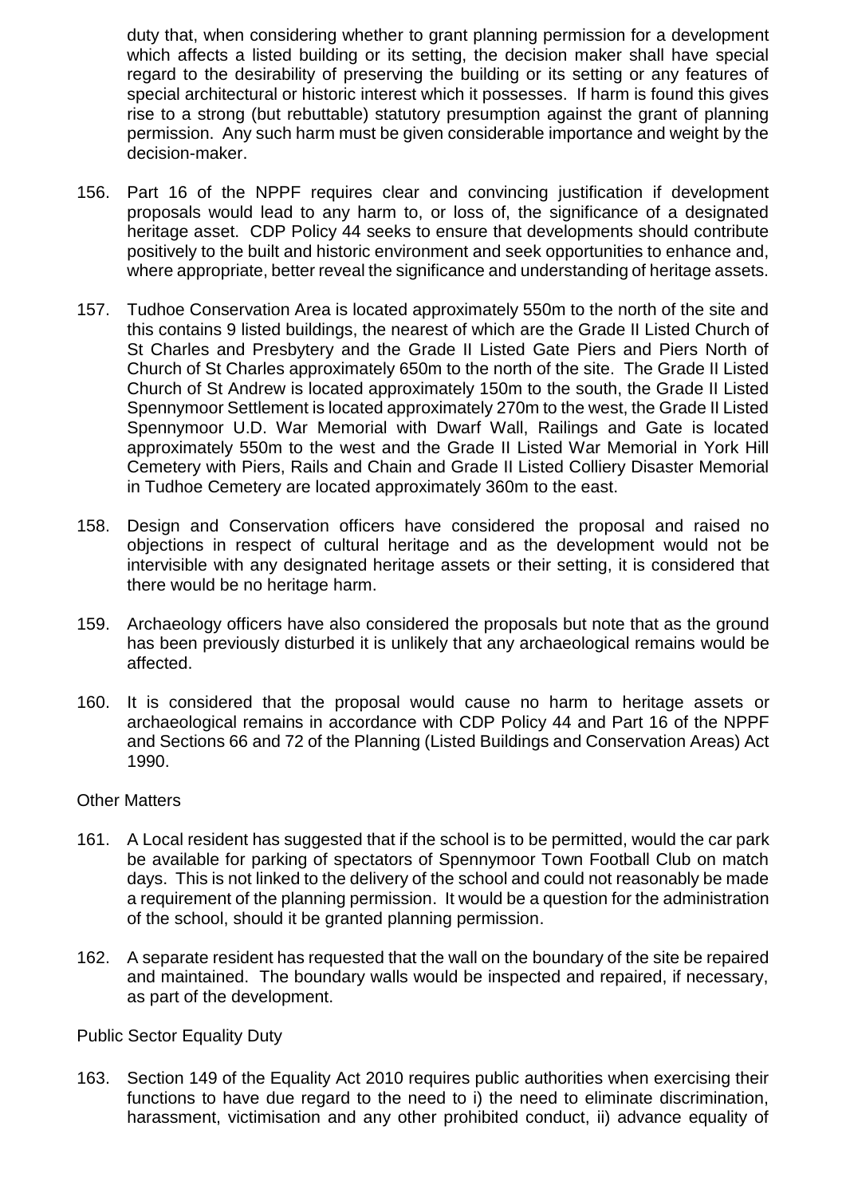duty that, when considering whether to grant planning permission for a development which affects a listed building or its setting, the decision maker shall have special regard to the desirability of preserving the building or its setting or any features of special architectural or historic interest which it possesses. If harm is found this gives rise to a strong (but rebuttable) statutory presumption against the grant of planning permission. Any such harm must be given considerable importance and weight by the decision-maker.

156. Part 16 of the NPPF requires clear and convincing justification if development proposals would lead to any harm to, or loss of, the significance of a designated heritage asset. CDP Policy 44 seeks to ensure that developments should contribute positively to the built and historic environment and seek opportunities to enhance and, where appropriate, better reveal the significance and understanding of heritage assets.

157. Tudhoe Conservation Area is located approximately 550m to the north of the site and this contains 9 listed buildings, the nearest of which are the Grade II Listed Church of St Charles and Presbytery and the Grade II Listed Gate Piers and Piers North of Church of St Charles approximately 650m to the north of the site. The Grade II Listed Church of St Andrew is located approximately 150m to the south, the Grade II Listed Spennymoor Settlement is located approximately 270m to the west, the Grade II Listed Spennymoor U.D. War Memorial with Dwarf Wall, Railings and Gate is located approximately 550m to the west and the Grade II Listed War Memorial in York Hill Cemetery with Piers, Rails and Chain and Grade II Listed Colliery Disaster Memorial in Tudhoe Cemetery are located approximately 360m to the east.

158. Design and Conservation officers have considered the proposal and raised no objections in respect of cultural heritage and as the development would not be intervisible with any designated heritage assets or their setting, it is considered that there would be no heritage harm.

159. Archaeology officers have also considered the proposals but note that as the ground has been previously disturbed it is unlikely that any archaeological remains would be affected.

160. It is considered that the proposal would cause no harm to heritage assets or archaeological remains in accordance with CDP Policy 44 and Part 16 of the NPPF and Sections 66 and 72 of the Planning (Listed Buildings and Conservation Areas) Act 1990.

Other Matters

161. A Local resident has suggested that if the school is to be permitted, would the car park be available for parking of spectators of Spennymoor Town Football Club on match days. This is not linked to the delivery of the school and could not reasonably be made a requirement of the planning permission. It would be a question for the administration of the school, should it be granted planning permission.

162. A separate resident has requested that the wall on the boundary of the site be repaired and maintained. The boundary walls would be inspected and repaired, if necessary, as part of the development.

Public Sector Equality Duty

163. Section 149 of the Equality Act 2010 requires public authorities when exercising their functions to have due regard to the need to i) the need to eliminate discrimination, harassment, victimisation and any other prohibited conduct, ii) advance equality of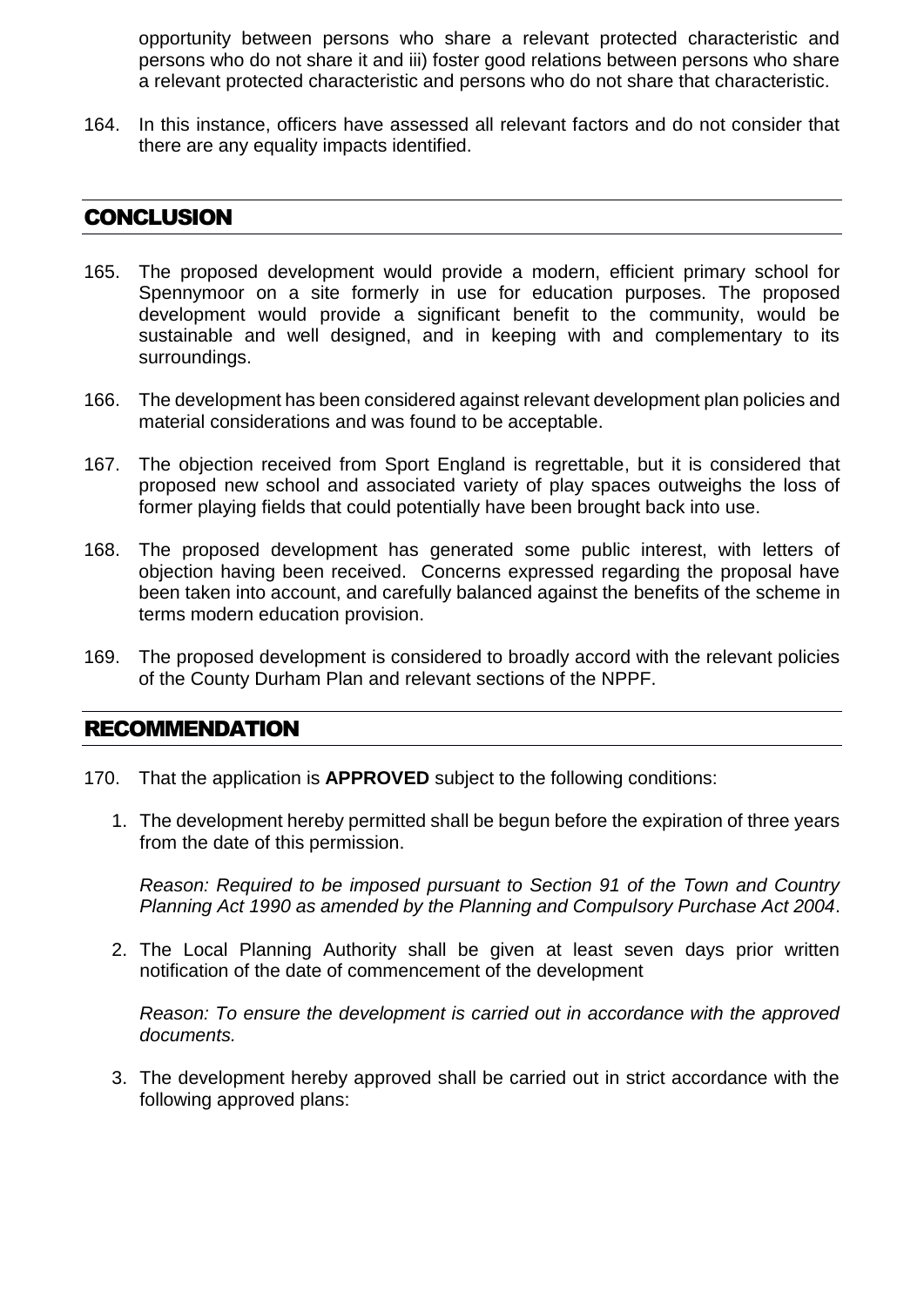opportunity between persons who share a relevant protected characteristic and persons who do not share it and iii) foster good relations between persons who share a relevant protected characteristic and persons who do not share that characteristic.

164. In this instance, officers have assessed all relevant factors and do not consider that there are any equality impacts identified.

## CONCLUSION

165. The proposed development would provide a modern, efficient primary school for Spennymoor on a site formerly in use for education purposes. The proposed development would provide a significant benefit to the community, would be sustainable and well designed, and in keeping with and complementary to its surroundings.

166. The development has been considered against relevant development plan policies and material considerations and was found to be acceptable.

167. The objection received from Sport England is regrettable, but it is considered that proposed new school and associated variety of play spaces outweighs the loss of former playing fields that could potentially have been brought back into use.

168. The proposed development has generated some public interest, with letters of objection having been received. Concerns expressed regarding the proposal have been taken into account, and carefully balanced against the benefits of the scheme in terms modern education provision.

169. The proposed development is considered to broadly accord with the relevant policies of the County Durham Plan and relevant sections of the NPPF.

## RECOMMENDATION

170. That the application is **APPROVED** subject to the following conditions:

1. The development hereby permitted shall be begun before the expiration of three years from the date of this permission.

   *Reason: Required to be imposed pursuant to Section 91 of the Town and Country Planning Act 1990 as amended by the Planning and Compulsory Purchase Act 2004.*

2. The Local Planning Authority shall be given at least seven days prior written notification of the date of commencement of the development

   *Reason: To ensure the development is carried out in accordance with the approved documents.*

3. The development hereby approved shall be carried out in strict accordance with the following approved plans: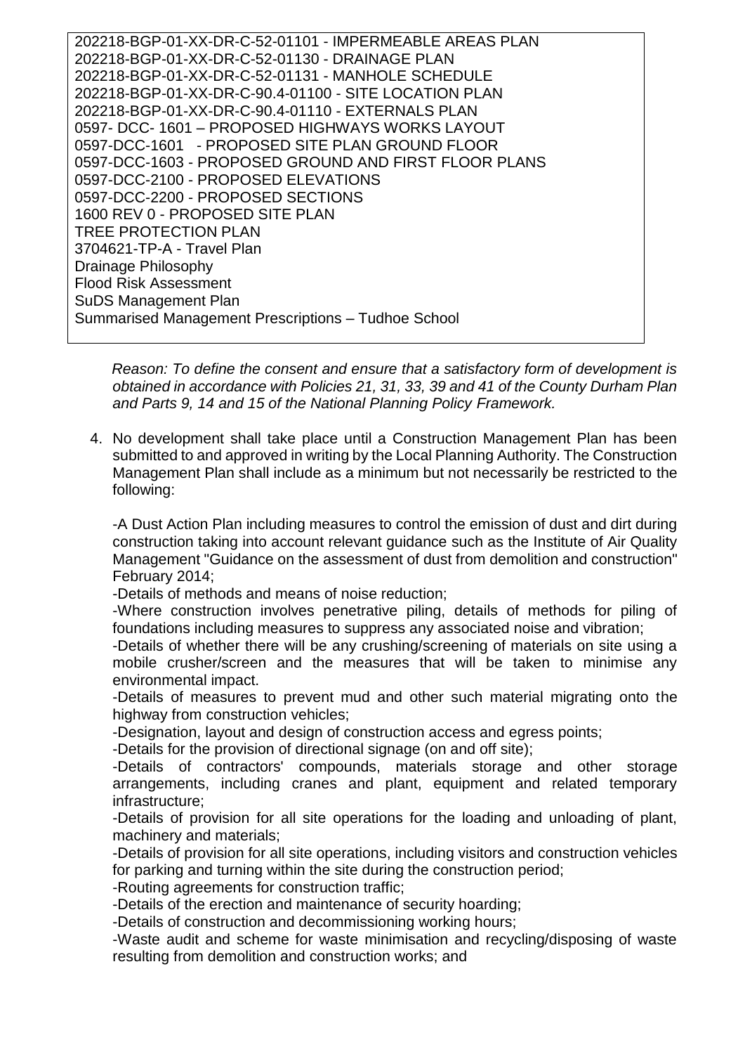202218-BGP-01-XX-DR-C-52-01101 - IMPERMEABLE AREAS PLAN
202218-BGP-01-XX-DR-C-52-01130 - DRAINAGE PLAN
202218-BGP-01-XX-DR-C-52-01131 - MANHOLE SCHEDULE
202218-BGP-01-XX-DR-C-90.4-01100 - SITE LOCATION PLAN
202218-BGP-01-XX-DR-C-90.4-01110 - EXTERNALS PLAN
0597- DCC- 1601 – PROPOSED HIGHWAYS WORKS LAYOUT
0597-DCC-1601 - PROPOSED SITE PLAN GROUND FLOOR
0597-DCC-1603 - PROPOSED GROUND AND FIRST FLOOR PLANS
0597-DCC-2100 - PROPOSED ELEVATIONS
0597-DCC-2200 - PROPOSED SECTIONS
1600 REV 0 - PROPOSED SITE PLAN
TREE PROTECTION PLAN
3704621-TP-A - Travel Plan
Drainage Philosophy
Flood Risk Assessment
SuDS Management Plan
Summarised Management Prescriptions – Tudhoe School

*Reason: To define the consent and ensure that a satisfactory form of development is obtained in accordance with Policies 21, 31, 33, 39 and 41 of the County Durham Plan and Parts 9, 14 and 15 of the National Planning Policy Framework.*

4. No development shall take place until a Construction Management Plan has been submitted to and approved in writing by the Local Planning Authority. The Construction Management Plan shall include as a minimum but not necessarily be restricted to the following:

   -A Dust Action Plan including measures to control the emission of dust and dirt during construction taking into account relevant guidance such as the Institute of Air Quality Management "Guidance on the assessment of dust from demolition and construction" February 2014;
   -Details of methods and means of noise reduction;
   -Where construction involves penetrative piling, details of methods for piling of foundations including measures to suppress any associated noise and vibration;
   -Details of whether there will be any crushing/screening of materials on site using a mobile crusher/screen and the measures that will be taken to minimise any environmental impact.
   -Details of measures to prevent mud and other such material migrating onto the highway from construction vehicles;
   -Designation, layout and design of construction access and egress points;
   -Details for the provision of directional signage (on and off site);
   -Details of contractors' compounds, materials storage and other storage arrangements, including cranes and plant, equipment and related temporary infrastructure;
   -Details of provision for all site operations for the loading and unloading of plant, machinery and materials;
   -Details of provision for all site operations, including visitors and construction vehicles for parking and turning within the site during the construction period;
   -Routing agreements for construction traffic;
   -Details of the erection and maintenance of security hoarding;
   -Details of construction and decommissioning working hours;
   -Waste audit and scheme for waste minimisation and recycling/disposing of waste resulting from demolition and construction works; and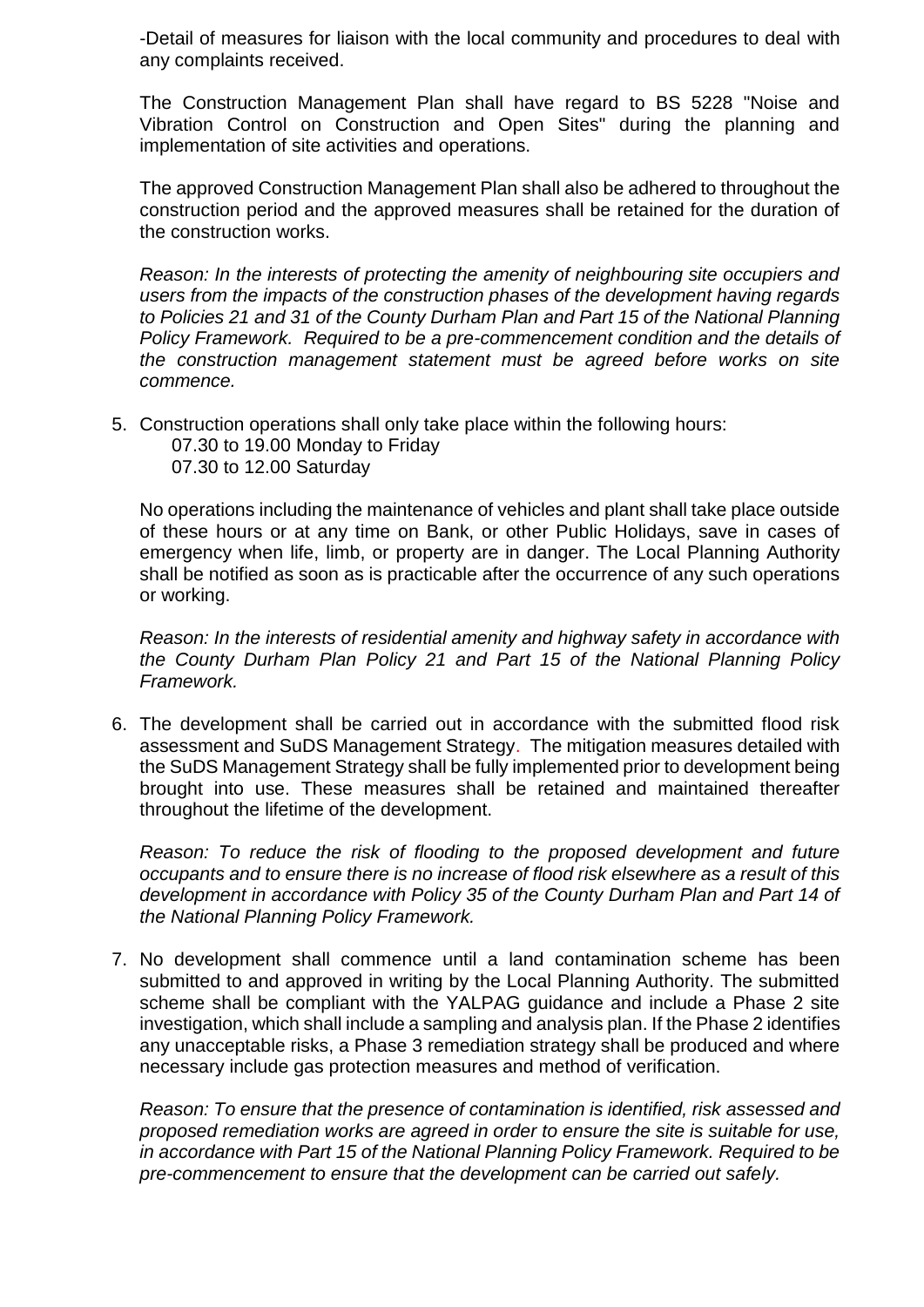-Detail of measures for liaison with the local community and procedures to deal with any complaints received.

The Construction Management Plan shall have regard to BS 5228 "Noise and Vibration Control on Construction and Open Sites" during the planning and implementation of site activities and operations.

The approved Construction Management Plan shall also be adhered to throughout the construction period and the approved measures shall be retained for the duration of the construction works.

*Reason: In the interests of protecting the amenity of neighbouring site occupiers and users from the impacts of the construction phases of the development having regards to Policies 21 and 31 of the County Durham Plan and Part 15 of the National Planning Policy Framework. Required to be a pre-commencement condition and the details of the construction management statement must be agreed before works on site commence.*

5. Construction operations shall only take place within the following hours:
   07.30 to 19.00 Monday to Friday
   07.30 to 12.00 Saturday

   No operations including the maintenance of vehicles and plant shall take place outside of these hours or at any time on Bank, or other Public Holidays, save in cases of emergency when life, limb, or property are in danger. The Local Planning Authority shall be notified as soon as is practicable after the occurrence of any such operations or working.

   *Reason: In the interests of residential amenity and highway safety in accordance with the County Durham Plan Policy 21 and Part 15 of the National Planning Policy Framework.*

6. The development shall be carried out in accordance with the submitted flood risk assessment and SuDS Management Strategy. The mitigation measures detailed with the SuDS Management Strategy shall be fully implemented prior to development being brought into use. These measures shall be retained and maintained thereafter throughout the lifetime of the development.

   *Reason: To reduce the risk of flooding to the proposed development and future occupants and to ensure there is no increase of flood risk elsewhere as a result of this development in accordance with Policy 35 of the County Durham Plan and Part 14 of the National Planning Policy Framework.*

7. No development shall commence until a land contamination scheme has been submitted to and approved in writing by the Local Planning Authority. The submitted scheme shall be compliant with the YALPAG guidance and include a Phase 2 site investigation, which shall include a sampling and analysis plan. If the Phase 2 identifies any unacceptable risks, a Phase 3 remediation strategy shall be produced and where necessary include gas protection measures and method of verification.

   *Reason: To ensure that the presence of contamination is identified, risk assessed and proposed remediation works are agreed in order to ensure the site is suitable for use, in accordance with Part 15 of the National Planning Policy Framework. Required to be pre-commencement to ensure that the development can be carried out safely.*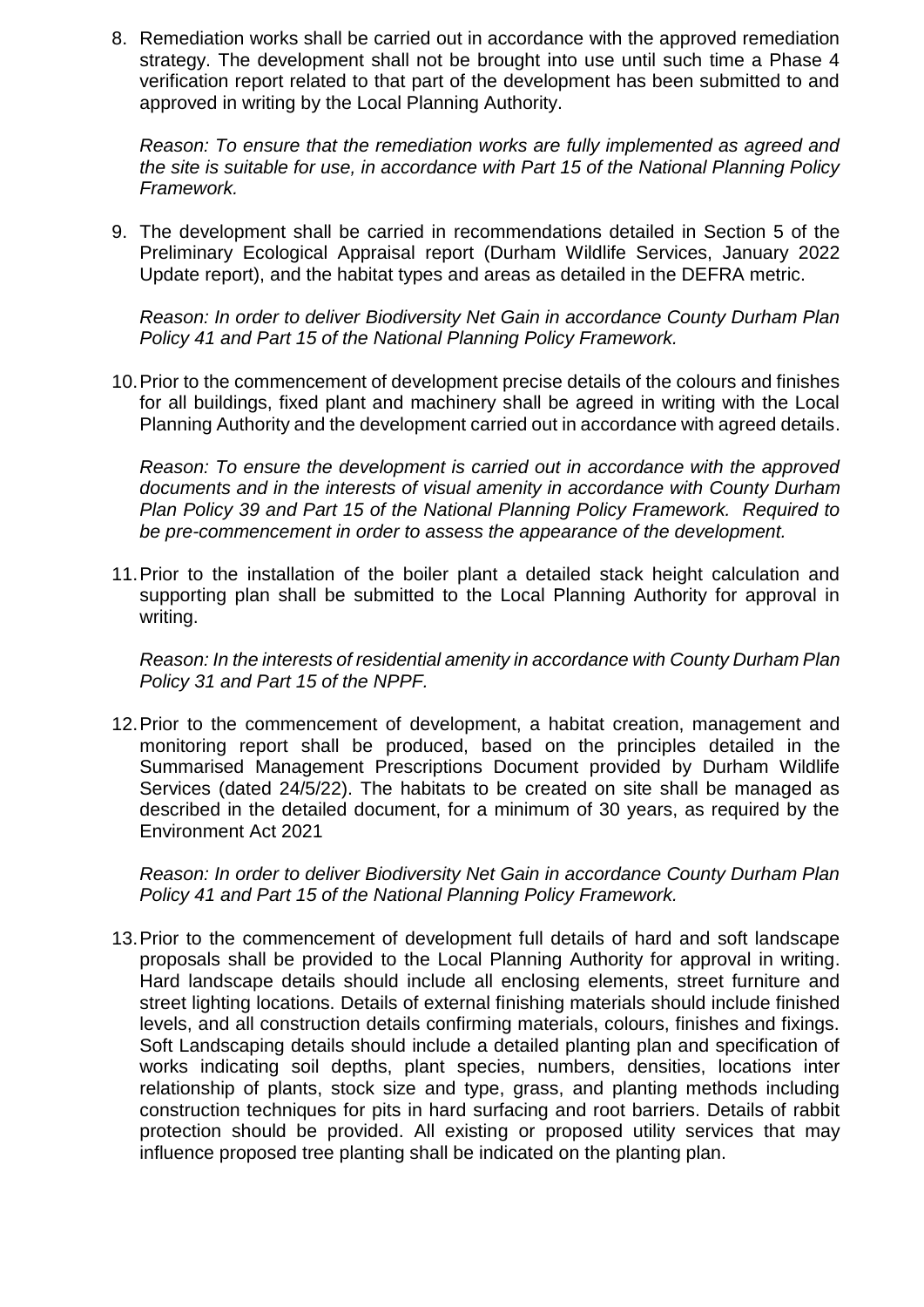8. Remediation works shall be carried out in accordance with the approved remediation strategy. The development shall not be brought into use until such time a Phase 4 verification report related to that part of the development has been submitted to and approved in writing by the Local Planning Authority.

   *Reason: To ensure that the remediation works are fully implemented as agreed and the site is suitable for use, in accordance with Part 15 of the National Planning Policy Framework.*

9. The development shall be carried in recommendations detailed in Section 5 of the Preliminary Ecological Appraisal report (Durham Wildlife Services, January 2022 Update report), and the habitat types and areas as detailed in the DEFRA metric.

   *Reason: In order to deliver Biodiversity Net Gain in accordance County Durham Plan Policy 41 and Part 15 of the National Planning Policy Framework.*

10. Prior to the commencement of development precise details of the colours and finishes for all buildings, fixed plant and machinery shall be agreed in writing with the Local Planning Authority and the development carried out in accordance with agreed details.

    *Reason: To ensure the development is carried out in accordance with the approved documents and in the interests of visual amenity in accordance with County Durham Plan Policy 39 and Part 15 of the National Planning Policy Framework. Required to be pre-commencement in order to assess the appearance of the development.*

11. Prior to the installation of the boiler plant a detailed stack height calculation and supporting plan shall be submitted to the Local Planning Authority for approval in writing.

    *Reason: In the interests of residential amenity in accordance with County Durham Plan Policy 31 and Part 15 of the NPPF.*

12. Prior to the commencement of development, a habitat creation, management and monitoring report shall be produced, based on the principles detailed in the Summarised Management Prescriptions Document provided by Durham Wildlife Services (dated 24/5/22). The habitats to be created on site shall be managed as described in the detailed document, for a minimum of 30 years, as required by the Environment Act 2021

    *Reason: In order to deliver Biodiversity Net Gain in accordance County Durham Plan Policy 41 and Part 15 of the National Planning Policy Framework.*

13. Prior to the commencement of development full details of hard and soft landscape proposals shall be provided to the Local Planning Authority for approval in writing. Hard landscape details should include all enclosing elements, street furniture and street lighting locations. Details of external finishing materials should include finished levels, and all construction details confirming materials, colours, finishes and fixings. Soft Landscaping details should include a detailed planting plan and specification of works indicating soil depths, plant species, numbers, densities, locations inter relationship of plants, stock size and type, grass, and planting methods including construction techniques for pits in hard surfacing and root barriers. Details of rabbit protection should be provided. All existing or proposed utility services that may influence proposed tree planting shall be indicated on the planting plan.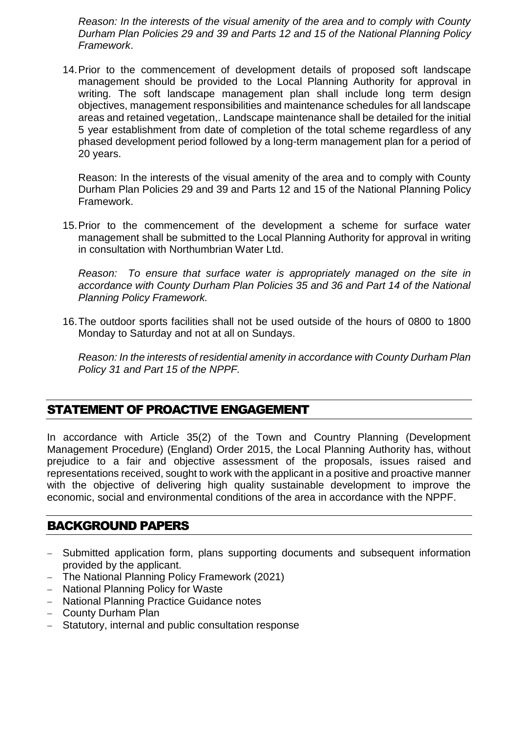*Reason: In the interests of the visual amenity of the area and to comply with County Durham Plan Policies 29 and 39 and Parts 12 and 15 of the National Planning Policy Framework*.

14. Prior to the commencement of development details of proposed soft landscape management should be provided to the Local Planning Authority for approval in writing. The soft landscape management plan shall include long term design objectives, management responsibilities and maintenance schedules for all landscape areas and retained vegetation,. Landscape maintenance shall be detailed for the initial 5 year establishment from date of completion of the total scheme regardless of any phased development period followed by a long-term management plan for a period of 20 years.

    Reason: In the interests of the visual amenity of the area and to comply with County Durham Plan Policies 29 and 39 and Parts 12 and 15 of the National Planning Policy Framework.

15. Prior to the commencement of the development a scheme for surface water management shall be submitted to the Local Planning Authority for approval in writing in consultation with Northumbrian Water Ltd.

    *Reason: To ensure that surface water is appropriately managed on the site in accordance with County Durham Plan Policies 35 and 36 and Part 14 of the National Planning Policy Framework.*

16. The outdoor sports facilities shall not be used outside of the hours of 0800 to 1800 Monday to Saturday and not at all on Sundays.

    *Reason: In the interests of residential amenity in accordance with County Durham Plan Policy 31 and Part 15 of the NPPF.*

## STATEMENT OF PROACTIVE ENGAGEMENT

In accordance with Article 35(2) of the Town and Country Planning (Development Management Procedure) (England) Order 2015, the Local Planning Authority has, without prejudice to a fair and objective assessment of the proposals, issues raised and representations received, sought to work with the applicant in a positive and proactive manner with the objective of delivering high quality sustainable development to improve the economic, social and environmental conditions of the area in accordance with the NPPF.

## BACKGROUND PAPERS

- Submitted application form, plans supporting documents and subsequent information provided by the applicant.
- The National Planning Policy Framework (2021)
- National Planning Policy for Waste
- National Planning Practice Guidance notes
- County Durham Plan
- Statutory, internal and public consultation response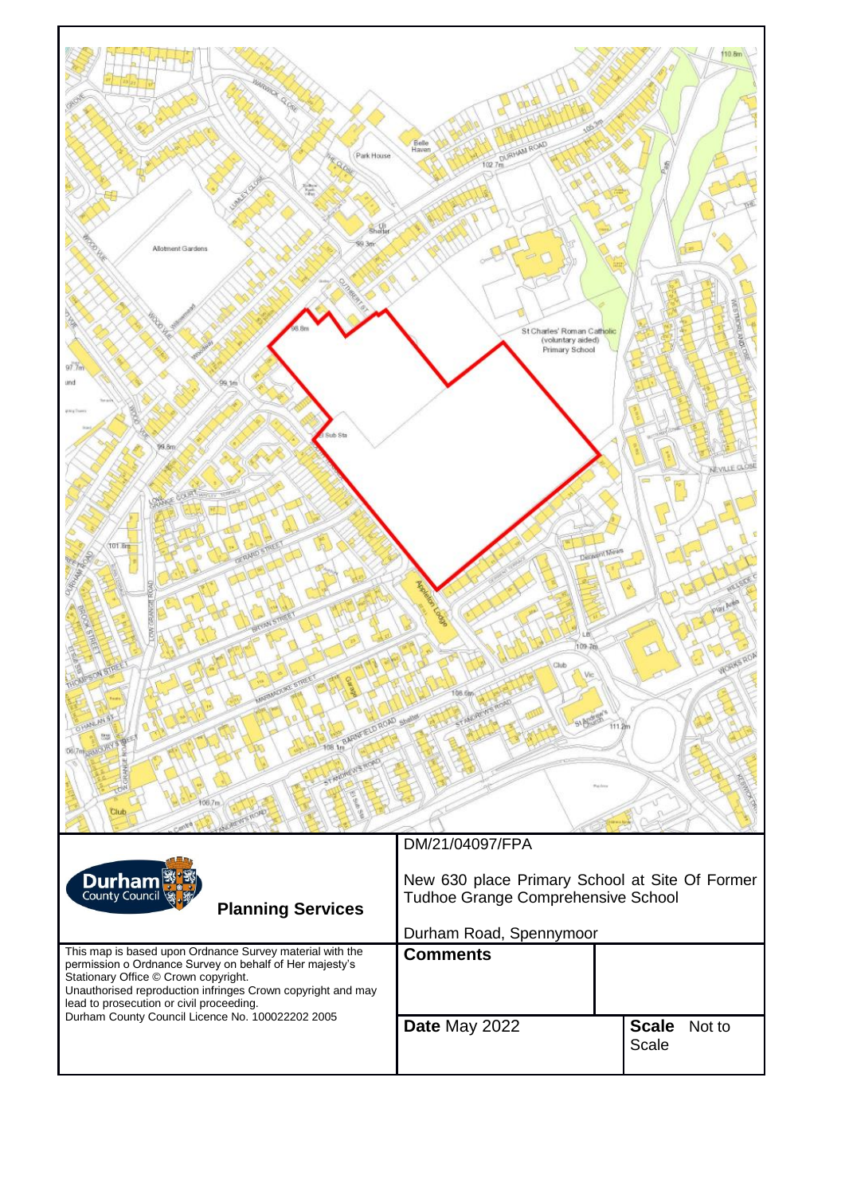Durham County Council

Planning Services

DM/21/04097/FPA

New 630 place Primary School at Site Of Former Tudhoe Grange Comprehensive School

Durham Road, Spennymoor

This map is based upon Ordnance Survey material with the permission o Ordnance Survey on behalf of Her majesty's Stationary Office © Crown copyright.
Unauthorised reproduction infringes Crown copyright and may lead to prosecution or civil proceeding.
Durham County Council Licence No. 100022202 2005

| | |
|---|---|
| **Comments** | |
| **Date** May 2022 | **Scale** Not to Scale |